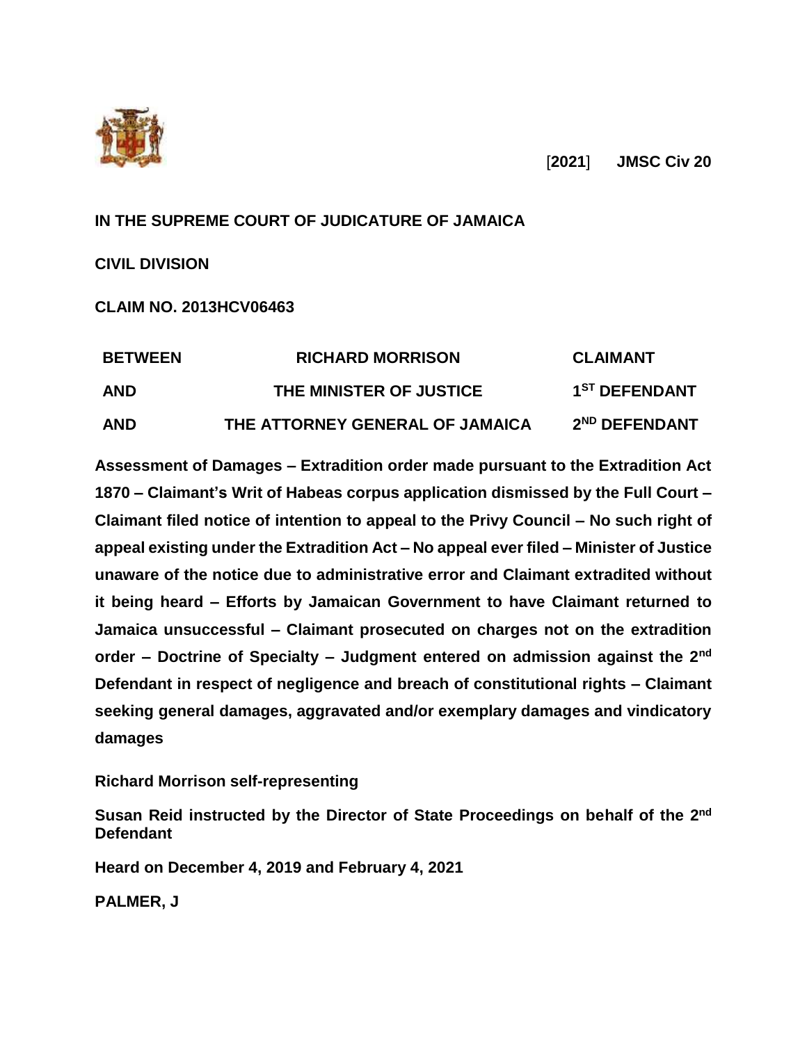**[2021] JMSC Civ 20**

**IN THE SUPREME COURT OF JUDICATURE OF JAMAICA**

**CIVIL DIVISION**

**CLAIM NO. 2013HCV06463**

| | | |
|---|---|---|
| **BETWEEN** | **RICHARD MORRISON** | **CLAIMANT** |
| **AND** | **THE MINISTER OF JUSTICE** | **1ST DEFENDANT** |
| **AND** | **THE ATTORNEY GENERAL OF JAMAICA** | **2ND DEFENDANT** |

**Assessment of Damages – Extradition order made pursuant to the Extradition Act 1870 – Claimant's Writ of Habeas corpus application dismissed by the Full Court – Claimant filed notice of intention to appeal to the Privy Council – No such right of appeal existing under the Extradition Act – No appeal ever filed – Minister of Justice unaware of the notice due to administrative error and Claimant extradited without it being heard – Efforts by Jamaican Government to have Claimant returned to Jamaica unsuccessful – Claimant prosecuted on charges not on the extradition order – Doctrine of Specialty – Judgment entered on admission against the 2nd Defendant in respect of negligence and breach of constitutional rights – Claimant seeking general damages, aggravated and/or exemplary damages and vindicatory damages**

**Richard Morrison self-representing**

**Susan Reid instructed by the Director of State Proceedings on behalf of the 2nd Defendant**

**Heard on December 4, 2019 and February 4, 2021**

**PALMER, J**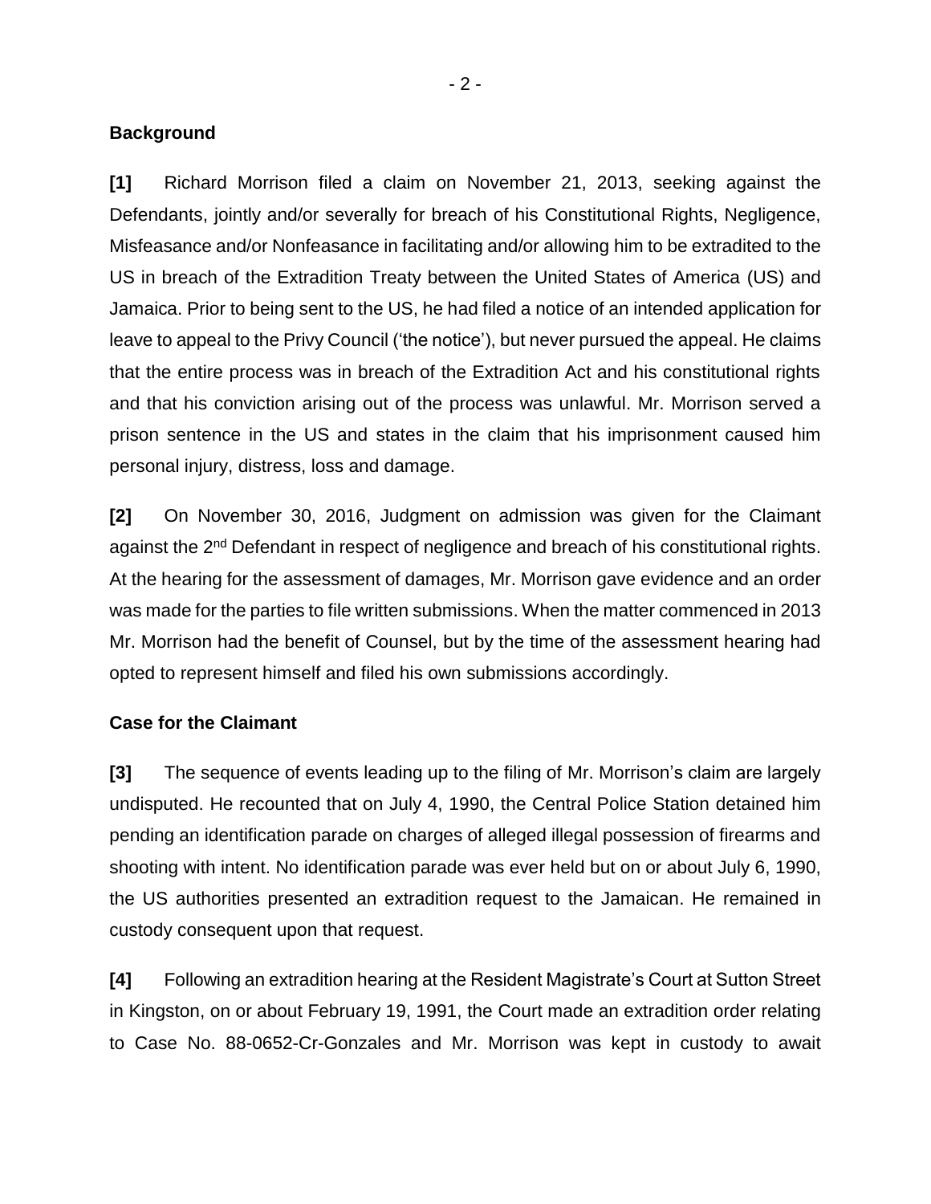**Background**

**[1]** Richard Morrison filed a claim on November 21, 2013, seeking against the Defendants, jointly and/or severally for breach of his Constitutional Rights, Negligence, Misfeasance and/or Nonfeasance in facilitating and/or allowing him to be extradited to the US in breach of the Extradition Treaty between the United States of America (US) and Jamaica. Prior to being sent to the US, he had filed a notice of an intended application for leave to appeal to the Privy Council ('the notice'), but never pursued the appeal. He claims that the entire process was in breach of the Extradition Act and his constitutional rights and that his conviction arising out of the process was unlawful. Mr. Morrison served a prison sentence in the US and states in the claim that his imprisonment caused him personal injury, distress, loss and damage.

**[2]** On November 30, 2016, Judgment on admission was given for the Claimant against the 2nd Defendant in respect of negligence and breach of his constitutional rights. At the hearing for the assessment of damages, Mr. Morrison gave evidence and an order was made for the parties to file written submissions. When the matter commenced in 2013 Mr. Morrison had the benefit of Counsel, but by the time of the assessment hearing had opted to represent himself and filed his own submissions accordingly.

**Case for the Claimant**

**[3]** The sequence of events leading up to the filing of Mr. Morrison's claim are largely undisputed. He recounted that on July 4, 1990, the Central Police Station detained him pending an identification parade on charges of alleged illegal possession of firearms and shooting with intent. No identification parade was ever held but on or about July 6, 1990, the US authorities presented an extradition request to the Jamaican. He remained in custody consequent upon that request.

**[4]** Following an extradition hearing at the Resident Magistrate's Court at Sutton Street in Kingston, on or about February 19, 1991, the Court made an extradition order relating to Case No. 88-0652-Cr-Gonzales and Mr. Morrison was kept in custody to await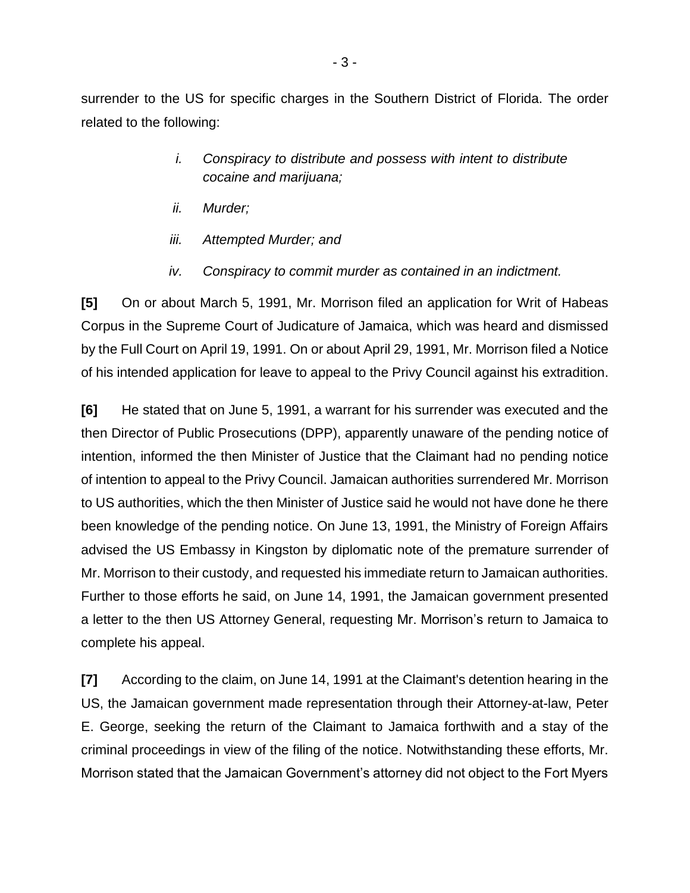surrender to the US for specific charges in the Southern District of Florida. The order related to the following:

> i. *Conspiracy to distribute and possess with intent to distribute cocaine and marijuana;*
>
> ii. *Murder;*
>
> iii. *Attempted Murder; and*
>
> iv. *Conspiracy to commit murder as contained in an indictment.*

**[5]** On or about March 5, 1991, Mr. Morrison filed an application for Writ of Habeas Corpus in the Supreme Court of Judicature of Jamaica, which was heard and dismissed by the Full Court on April 19, 1991. On or about April 29, 1991, Mr. Morrison filed a Notice of his intended application for leave to appeal to the Privy Council against his extradition.

**[6]** He stated that on June 5, 1991, a warrant for his surrender was executed and the then Director of Public Prosecutions (DPP), apparently unaware of the pending notice of intention, informed the then Minister of Justice that the Claimant had no pending notice of intention to appeal to the Privy Council. Jamaican authorities surrendered Mr. Morrison to US authorities, which the then Minister of Justice said he would not have done he there been knowledge of the pending notice. On June 13, 1991, the Ministry of Foreign Affairs advised the US Embassy in Kingston by diplomatic note of the premature surrender of Mr. Morrison to their custody, and requested his immediate return to Jamaican authorities. Further to those efforts he said, on June 14, 1991, the Jamaican government presented a letter to the then US Attorney General, requesting Mr. Morrison's return to Jamaica to complete his appeal.

**[7]** According to the claim, on June 14, 1991 at the Claimant's detention hearing in the US, the Jamaican government made representation through their Attorney-at-law, Peter E. George, seeking the return of the Claimant to Jamaica forthwith and a stay of the criminal proceedings in view of the filing of the notice. Notwithstanding these efforts, Mr. Morrison stated that the Jamaican Government's attorney did not object to the Fort Myers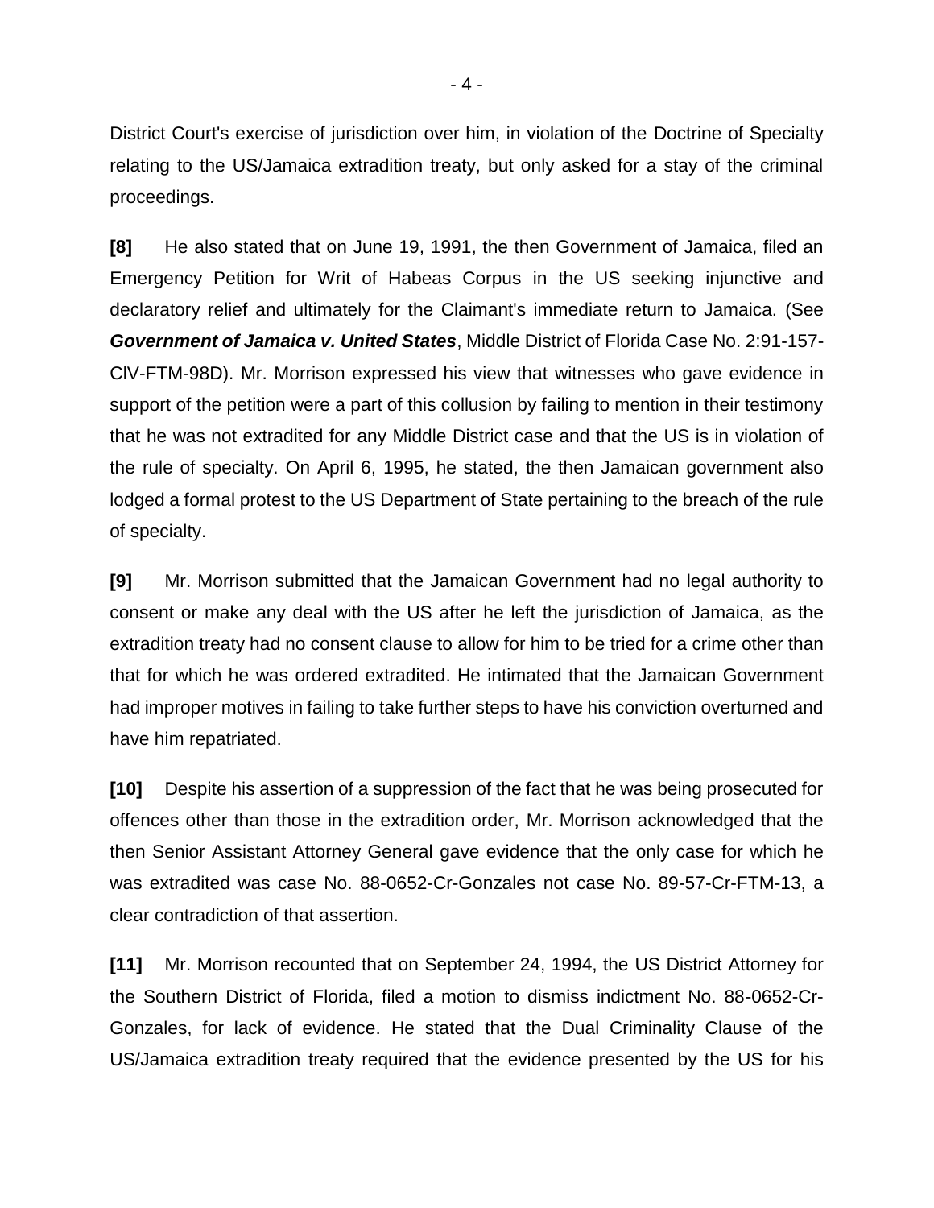District Court's exercise of jurisdiction over him, in violation of the Doctrine of Specialty relating to the US/Jamaica extradition treaty, but only asked for a stay of the criminal proceedings.

**[8]** He also stated that on June 19, 1991, the then Government of Jamaica, filed an Emergency Petition for Writ of Habeas Corpus in the US seeking injunctive and declaratory relief and ultimately for the Claimant's immediate return to Jamaica. (See ***Government of Jamaica v. United States***, Middle District of Florida Case No. 2:91-157-ClV-FTM-98D). Mr. Morrison expressed his view that witnesses who gave evidence in support of the petition were a part of this collusion by failing to mention in their testimony that he was not extradited for any Middle District case and that the US is in violation of the rule of specialty. On April 6, 1995, he stated, the then Jamaican government also lodged a formal protest to the US Department of State pertaining to the breach of the rule of specialty.

**[9]** Mr. Morrison submitted that the Jamaican Government had no legal authority to consent or make any deal with the US after he left the jurisdiction of Jamaica, as the extradition treaty had no consent clause to allow for him to be tried for a crime other than that for which he was ordered extradited. He intimated that the Jamaican Government had improper motives in failing to take further steps to have his conviction overturned and have him repatriated.

**[10]** Despite his assertion of a suppression of the fact that he was being prosecuted for offences other than those in the extradition order, Mr. Morrison acknowledged that the then Senior Assistant Attorney General gave evidence that the only case for which he was extradited was case No. 88-0652-Cr-Gonzales not case No. 89-57-Cr-FTM-13, a clear contradiction of that assertion.

**[11]** Mr. Morrison recounted that on September 24, 1994, the US District Attorney for the Southern District of Florida, filed a motion to dismiss indictment No. 88-0652-Cr-Gonzales, for lack of evidence. He stated that the Dual Criminality Clause of the US/Jamaica extradition treaty required that the evidence presented by the US for his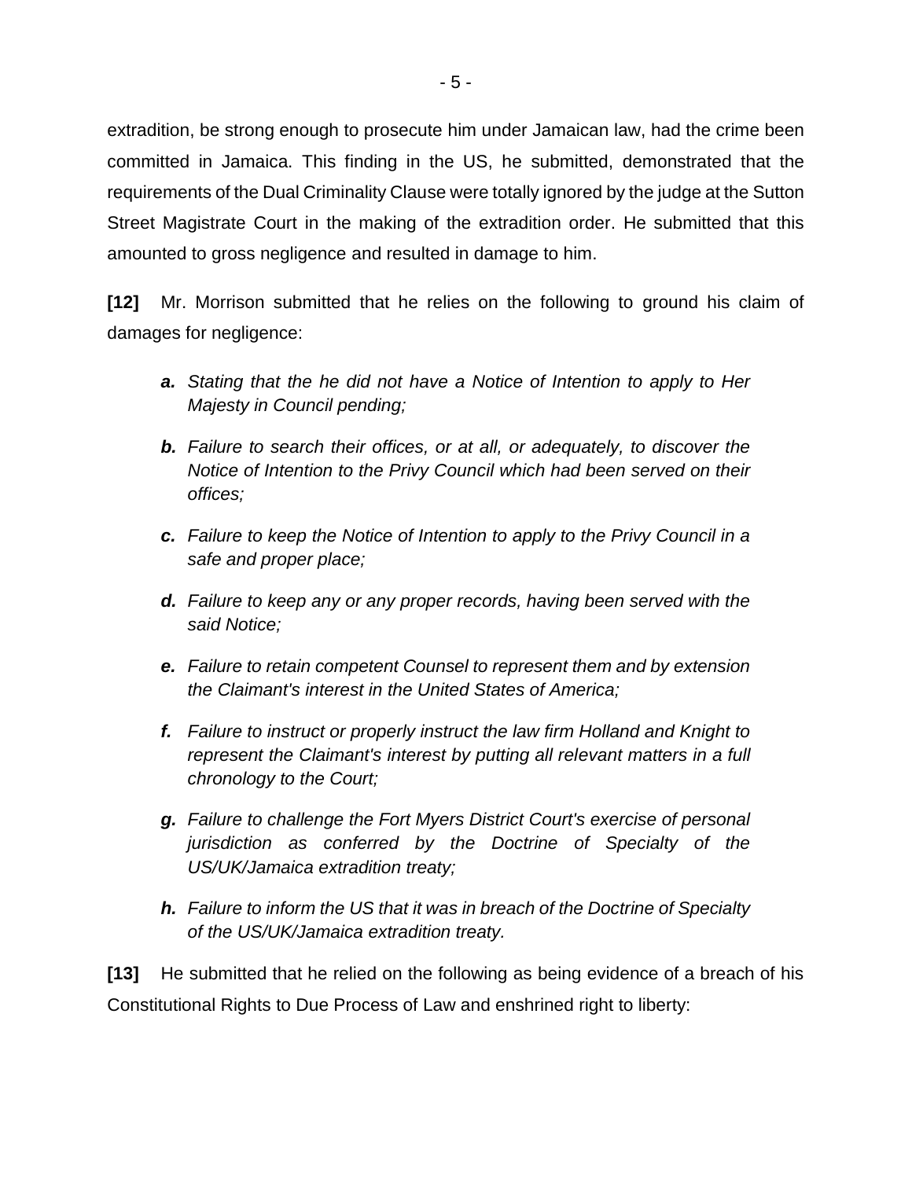extradition, be strong enough to prosecute him under Jamaican law, had the crime been committed in Jamaica. This finding in the US, he submitted, demonstrated that the requirements of the Dual Criminality Clause were totally ignored by the judge at the Sutton Street Magistrate Court in the making of the extradition order. He submitted that this amounted to gross negligence and resulted in damage to him.

**[12]** Mr. Morrison submitted that he relies on the following to ground his claim of damages for negligence:

> ***a.*** *Stating that the he did not have a Notice of Intention to apply to Her Majesty in Council pending;*
>
> ***b.*** *Failure to search their offices, or at all, or adequately, to discover the Notice of Intention to the Privy Council which had been served on their offices;*
>
> ***c.*** *Failure to keep the Notice of Intention to apply to the Privy Council in a safe and proper place;*
>
> ***d.*** *Failure to keep any or any proper records, having been served with the said Notice;*
>
> ***e.*** *Failure to retain competent Counsel to represent them and by extension the Claimant's interest in the United States of America;*
>
> ***f.*** *Failure to instruct or properly instruct the law firm Holland and Knight to represent the Claimant's interest by putting all relevant matters in a full chronology to the Court;*
>
> ***g.*** *Failure to challenge the Fort Myers District Court's exercise of personal jurisdiction as conferred by the Doctrine of Specialty of the US/UK/Jamaica extradition treaty;*
>
> ***h.*** *Failure to inform the US that it was in breach of the Doctrine of Specialty of the US/UK/Jamaica extradition treaty.*

**[13]** He submitted that he relied on the following as being evidence of a breach of his Constitutional Rights to Due Process of Law and enshrined right to liberty: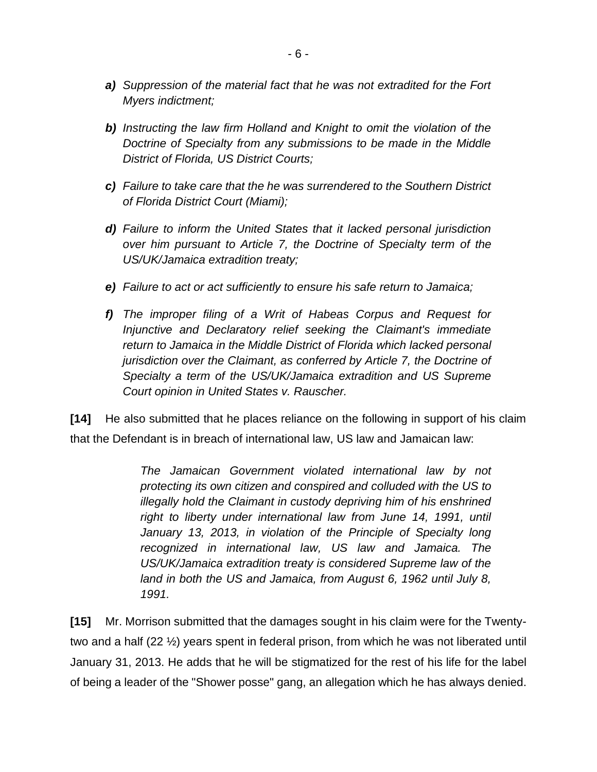- ***a)*** *Suppression of the material fact that he was not extradited for the Fort Myers indictment;*

- ***b)*** *Instructing the law firm Holland and Knight to omit the violation of the Doctrine of Specialty from any submissions to be made in the Middle District of Florida, US District Courts;*

- ***c)*** *Failure to take care that the he was surrendered to the Southern District of Florida District Court (Miami);*

- ***d)*** *Failure to inform the United States that it lacked personal jurisdiction over him pursuant to Article 7, the Doctrine of Specialty term of the US/UK/Jamaica extradition treaty;*

- ***e)*** *Failure to act or act sufficiently to ensure his safe return to Jamaica;*

- ***f)*** *The improper filing of a Writ of Habeas Corpus and Request for Injunctive and Declaratory relief seeking the Claimant's immediate return to Jamaica in the Middle District of Florida which lacked personal jurisdiction over the Claimant, as conferred by Article 7, the Doctrine of Specialty a term of the US/UK/Jamaica extradition and US Supreme Court opinion in United States v. Rauscher.*

**[14]** He also submitted that he places reliance on the following in support of his claim that the Defendant is in breach of international law, US law and Jamaican law:

> *The Jamaican Government violated international law by not protecting its own citizen and conspired and colluded with the US to illegally hold the Claimant in custody depriving him of his enshrined right to liberty under international law from June 14, 1991, until January 13, 2013, in violation of the Principle of Specialty long recognized in international law, US law and Jamaica. The US/UK/Jamaica extradition treaty is considered Supreme law of the land in both the US and Jamaica, from August 6, 1962 until July 8, 1991.*

**[15]** Mr. Morrison submitted that the damages sought in his claim were for the Twenty-two and a half (22 ½) years spent in federal prison, from which he was not liberated until January 31, 2013. He adds that he will be stigmatized for the rest of his life for the label of being a leader of the "Shower posse" gang, an allegation which he has always denied.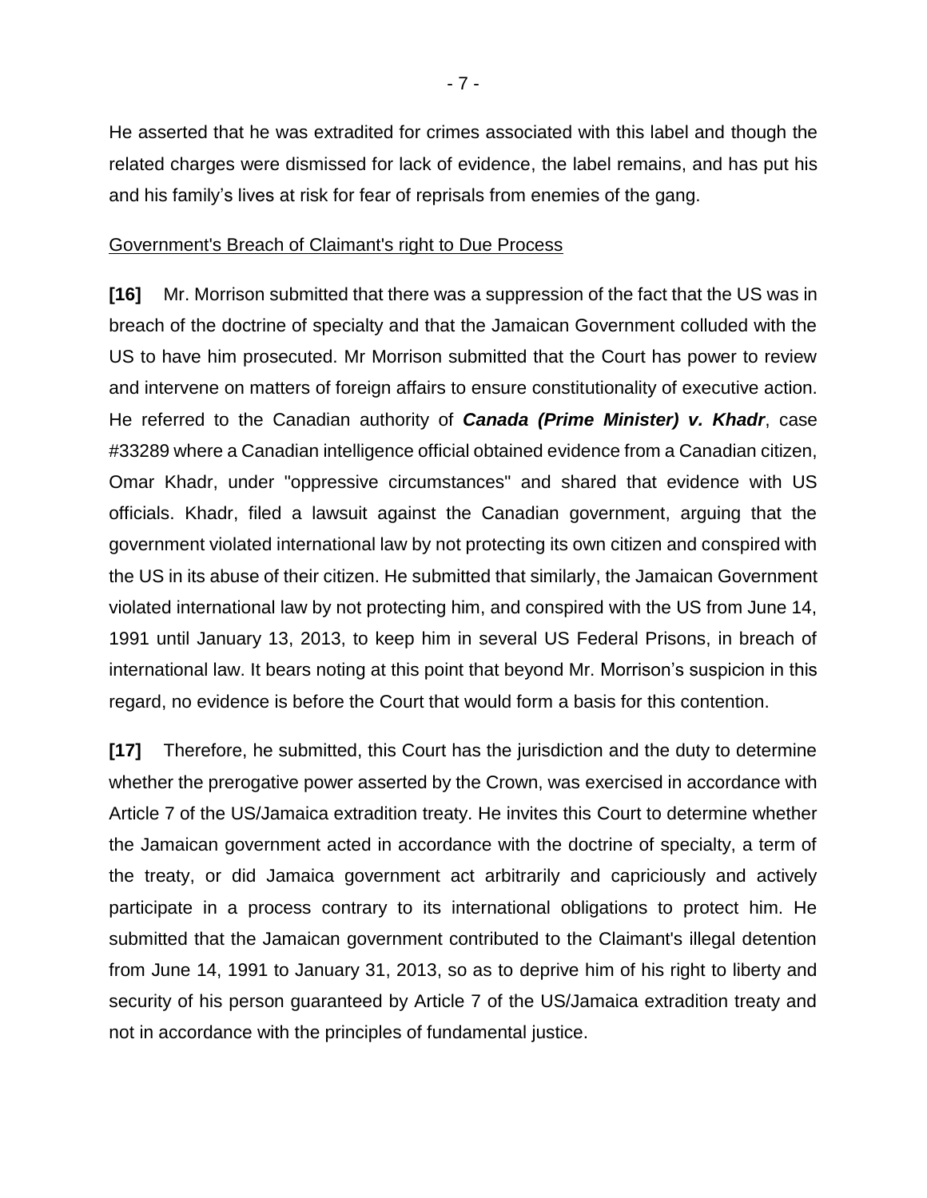He asserted that he was extradited for crimes associated with this label and though the related charges were dismissed for lack of evidence, the label remains, and has put his and his family's lives at risk for fear of reprisals from enemies of the gang.

<u>Government's Breach of Claimant's right to Due Process</u>

**[16]** Mr. Morrison submitted that there was a suppression of the fact that the US was in breach of the doctrine of specialty and that the Jamaican Government colluded with the US to have him prosecuted. Mr Morrison submitted that the Court has power to review and intervene on matters of foreign affairs to ensure constitutionality of executive action. He referred to the Canadian authority of ***Canada (Prime Minister) v. Khadr***, case #33289 where a Canadian intelligence official obtained evidence from a Canadian citizen, Omar Khadr, under "oppressive circumstances" and shared that evidence with US officials. Khadr, filed a lawsuit against the Canadian government, arguing that the government violated international law by not protecting its own citizen and conspired with the US in its abuse of their citizen. He submitted that similarly, the Jamaican Government violated international law by not protecting him, and conspired with the US from June 14, 1991 until January 13, 2013, to keep him in several US Federal Prisons, in breach of international law. It bears noting at this point that beyond Mr. Morrison's suspicion in this regard, no evidence is before the Court that would form a basis for this contention.

**[17]** Therefore, he submitted, this Court has the jurisdiction and the duty to determine whether the prerogative power asserted by the Crown, was exercised in accordance with Article 7 of the US/Jamaica extradition treaty. He invites this Court to determine whether the Jamaican government acted in accordance with the doctrine of specialty, a term of the treaty, or did Jamaica government act arbitrarily and capriciously and actively participate in a process contrary to its international obligations to protect him. He submitted that the Jamaican government contributed to the Claimant's illegal detention from June 14, 1991 to January 31, 2013, so as to deprive him of his right to liberty and security of his person guaranteed by Article 7 of the US/Jamaica extradition treaty and not in accordance with the principles of fundamental justice.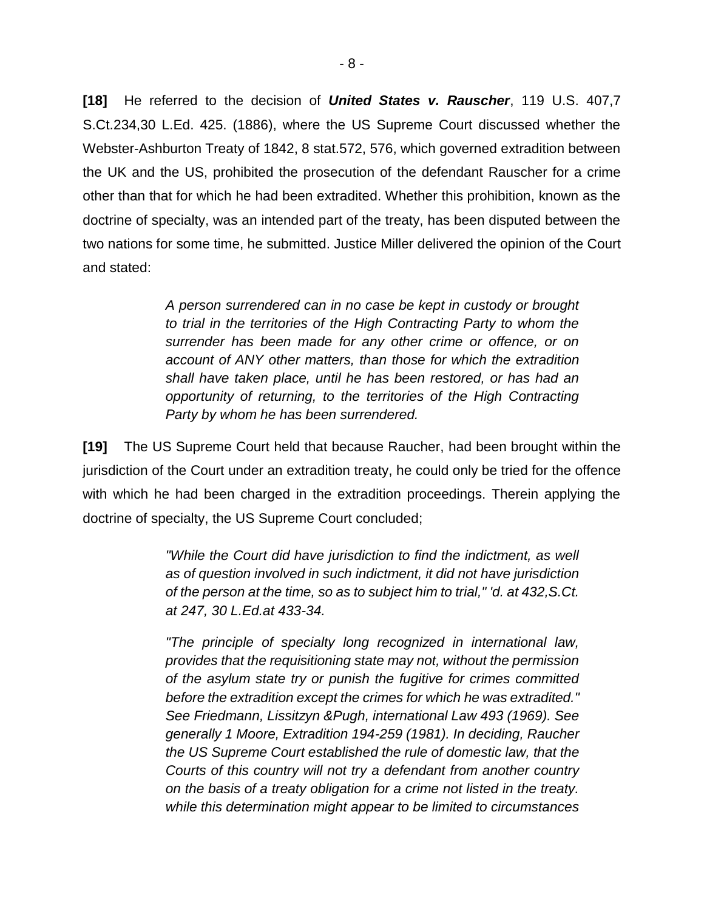**[18]** He referred to the decision of ***United States v. Rauscher***, 119 U.S. 407,7 S.Ct.234,30 L.Ed. 425. (1886), where the US Supreme Court discussed whether the Webster-Ashburton Treaty of 1842, 8 stat.572, 576, which governed extradition between the UK and the US, prohibited the prosecution of the defendant Rauscher for a crime other than that for which he had been extradited. Whether this prohibition, known as the doctrine of specialty, was an intended part of the treaty, has been disputed between the two nations for some time, he submitted. Justice Miller delivered the opinion of the Court and stated:

> *A person surrendered can in no case be kept in custody or brought to trial in the territories of the High Contracting Party to whom the surrender has been made for any other crime or offence, or on account of ANY other matters, than those for which the extradition shall have taken place, until he has been restored, or has had an opportunity of returning, to the territories of the High Contracting Party by whom he has been surrendered.*

**[19]** The US Supreme Court held that because Raucher, had been brought within the jurisdiction of the Court under an extradition treaty, he could only be tried for the offence with which he had been charged in the extradition proceedings. Therein applying the doctrine of specialty, the US Supreme Court concluded;

> *"While the Court did have jurisdiction to find the indictment, as well as of question involved in such indictment, it did not have jurisdiction of the person at the time, so as to subject him to trial," 'd. at 432,S.Ct. at 247, 30 L.Ed.at 433-34.*
>
> *"The principle of specialty long recognized in international law, provides that the requisitioning state may not, without the permission of the asylum state try or punish the fugitive for crimes committed before the extradition except the crimes for which he was extradited." See Friedmann, Lissitzyn &Pugh, international Law 493 (1969). See generally 1 Moore, Extradition 194-259 (1981). In deciding, Raucher the US Supreme Court established the rule of domestic law, that the Courts of this country will not try a defendant from another country on the basis of a treaty obligation for a crime not listed in the treaty. while this determination might appear to be limited to circumstances*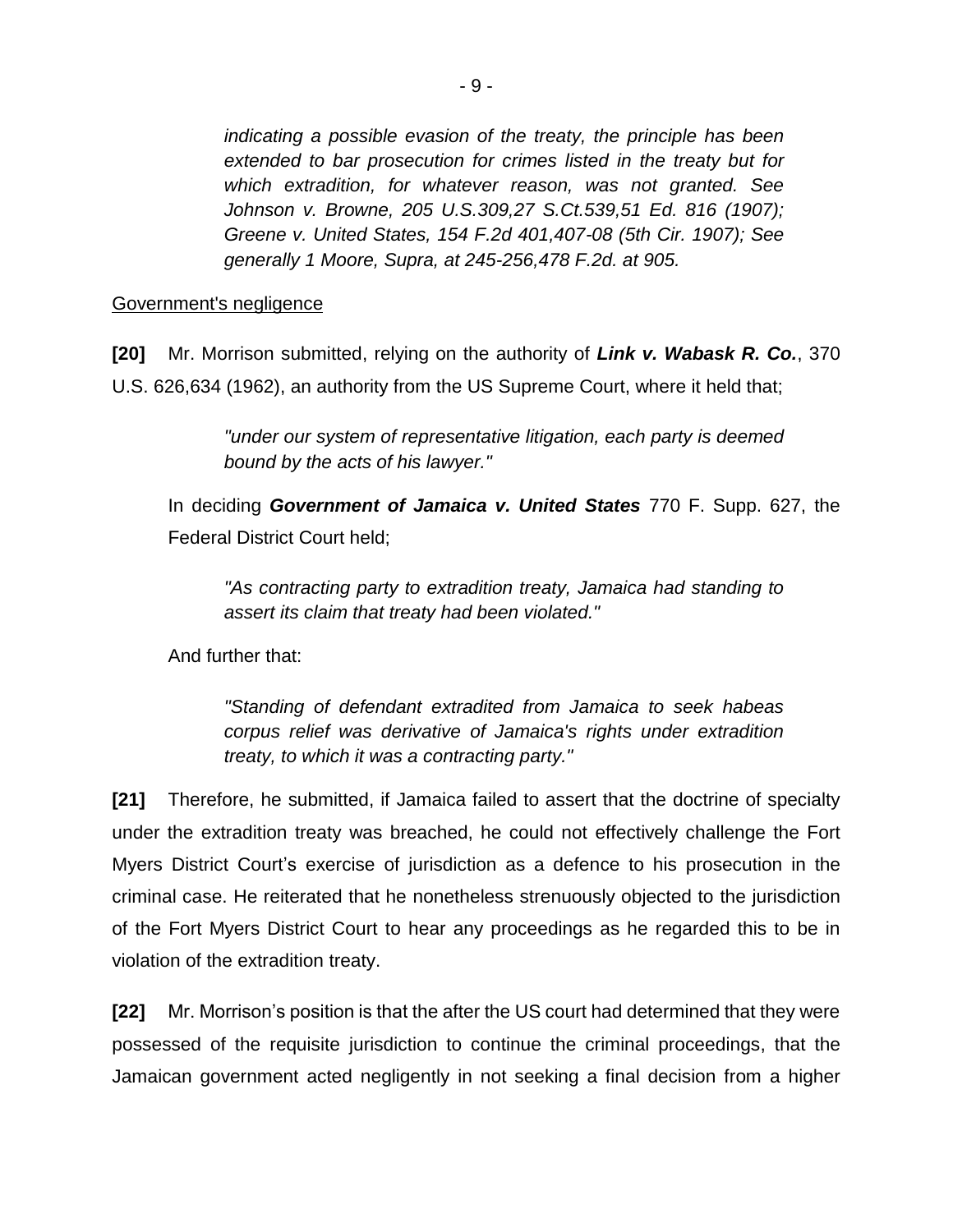*indicating a possible evasion of the treaty, the principle has been extended to bar prosecution for crimes listed in the treaty but for which extradition, for whatever reason, was not granted. See Johnson v. Browne, 205 U.S.309,27 S.Ct.539,51 Ed. 816 (1907); Greene v. United States, 154 F.2d 401,407-08 (5th Cir. 1907); See generally 1 Moore, Supra, at 245-256,478 F.2d. at 905.*

Government's negligence

**[20]** Mr. Morrison submitted, relying on the authority of ***Link v. Wabask R. Co.***, 370 U.S. 626,634 (1962), an authority from the US Supreme Court, where it held that;

> *"under our system of representative litigation, each party is deemed bound by the acts of his lawyer."*

In deciding ***Government of Jamaica v. United States*** 770 F. Supp. 627, the Federal District Court held;

> *"As contracting party to extradition treaty, Jamaica had standing to assert its claim that treaty had been violated."*

And further that:

> *"Standing of defendant extradited from Jamaica to seek habeas corpus relief was derivative of Jamaica's rights under extradition treaty, to which it was a contracting party."*

**[21]** Therefore, he submitted, if Jamaica failed to assert that the doctrine of specialty under the extradition treaty was breached, he could not effectively challenge the Fort Myers District Court's exercise of jurisdiction as a defence to his prosecution in the criminal case. He reiterated that he nonetheless strenuously objected to the jurisdiction of the Fort Myers District Court to hear any proceedings as he regarded this to be in violation of the extradition treaty.

**[22]** Mr. Morrison's position is that the after the US court had determined that they were possessed of the requisite jurisdiction to continue the criminal proceedings, that the Jamaican government acted negligently in not seeking a final decision from a higher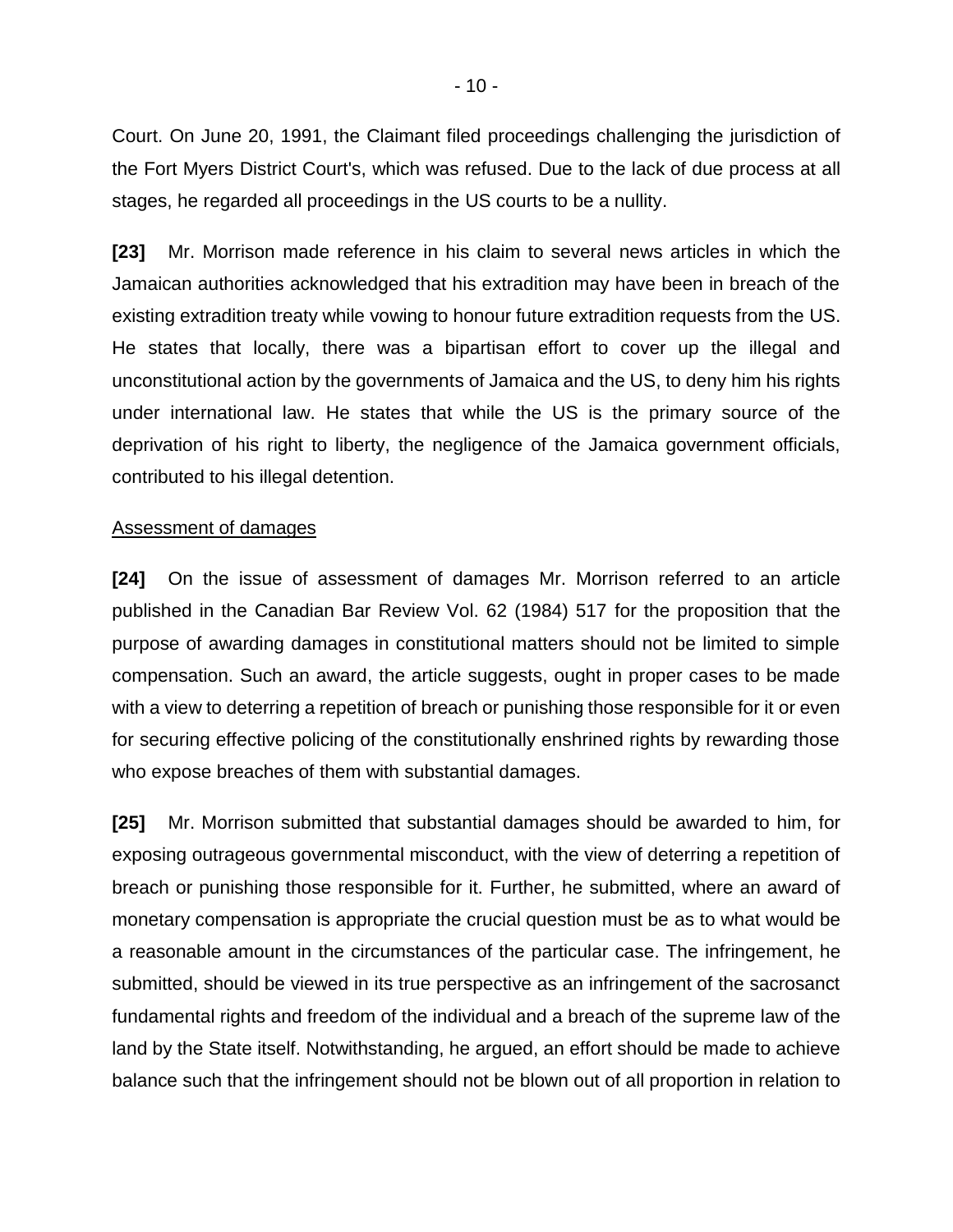Court. On June 20, 1991, the Claimant filed proceedings challenging the jurisdiction of the Fort Myers District Court's, which was refused. Due to the lack of due process at all stages, he regarded all proceedings in the US courts to be a nullity.

**[23]** Mr. Morrison made reference in his claim to several news articles in which the Jamaican authorities acknowledged that his extradition may have been in breach of the existing extradition treaty while vowing to honour future extradition requests from the US. He states that locally, there was a bipartisan effort to cover up the illegal and unconstitutional action by the governments of Jamaica and the US, to deny him his rights under international law. He states that while the US is the primary source of the deprivation of his right to liberty, the negligence of the Jamaica government officials, contributed to his illegal detention.

<u>Assessment of damages</u>

**[24]** On the issue of assessment of damages Mr. Morrison referred to an article published in the Canadian Bar Review Vol. 62 (1984) 517 for the proposition that the purpose of awarding damages in constitutional matters should not be limited to simple compensation. Such an award, the article suggests, ought in proper cases to be made with a view to deterring a repetition of breach or punishing those responsible for it or even for securing effective policing of the constitutionally enshrined rights by rewarding those who expose breaches of them with substantial damages.

**[25]** Mr. Morrison submitted that substantial damages should be awarded to him, for exposing outrageous governmental misconduct, with the view of deterring a repetition of breach or punishing those responsible for it. Further, he submitted, where an award of monetary compensation is appropriate the crucial question must be as to what would be a reasonable amount in the circumstances of the particular case. The infringement, he submitted, should be viewed in its true perspective as an infringement of the sacrosanct fundamental rights and freedom of the individual and a breach of the supreme law of the land by the State itself. Notwithstanding, he argued, an effort should be made to achieve balance such that the infringement should not be blown out of all proportion in relation to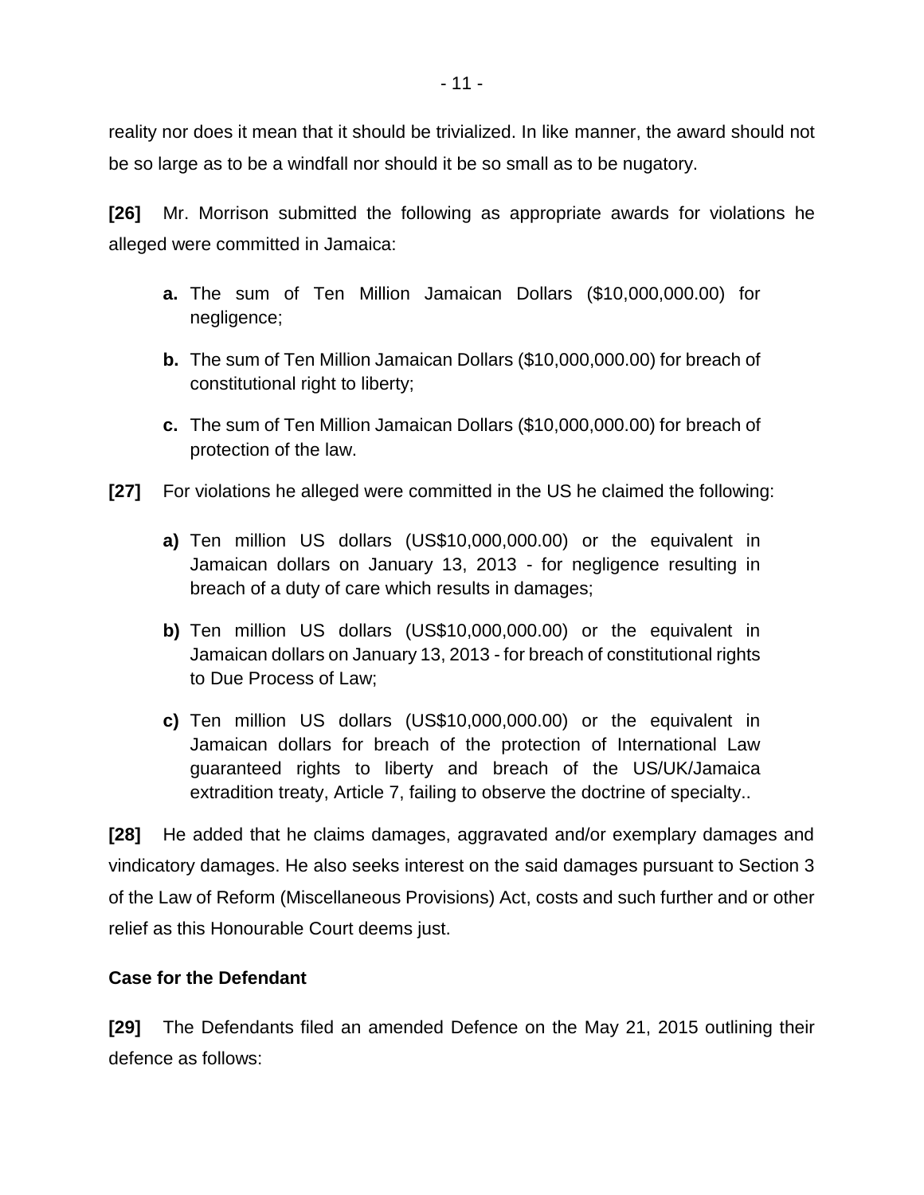reality nor does it mean that it should be trivialized. In like manner, the award should not be so large as to be a windfall nor should it be so small as to be nugatory.

**[26]** Mr. Morrison submitted the following as appropriate awards for violations he alleged were committed in Jamaica:

- **a.** The sum of Ten Million Jamaican Dollars ($10,000,000.00) for negligence;
- **b.** The sum of Ten Million Jamaican Dollars ($10,000,000.00) for breach of constitutional right to liberty;
- **c.** The sum of Ten Million Jamaican Dollars ($10,000,000.00) for breach of protection of the law.

**[27]** For violations he alleged were committed in the US he claimed the following:

- **a)** Ten million US dollars (US$10,000,000.00) or the equivalent in Jamaican dollars on January 13, 2013 - for negligence resulting in breach of a duty of care which results in damages;
- **b)** Ten million US dollars (US$10,000,000.00) or the equivalent in Jamaican dollars on January 13, 2013 - for breach of constitutional rights to Due Process of Law;
- **c)** Ten million US dollars (US$10,000,000.00) or the equivalent in Jamaican dollars for breach of the protection of International Law guaranteed rights to liberty and breach of the US/UK/Jamaica extradition treaty, Article 7, failing to observe the doctrine of specialty..

**[28]** He added that he claims damages, aggravated and/or exemplary damages and vindicatory damages. He also seeks interest on the said damages pursuant to Section 3 of the Law of Reform (Miscellaneous Provisions) Act, costs and such further and or other relief as this Honourable Court deems just.

**Case for the Defendant**

**[29]** The Defendants filed an amended Defence on the May 21, 2015 outlining their defence as follows: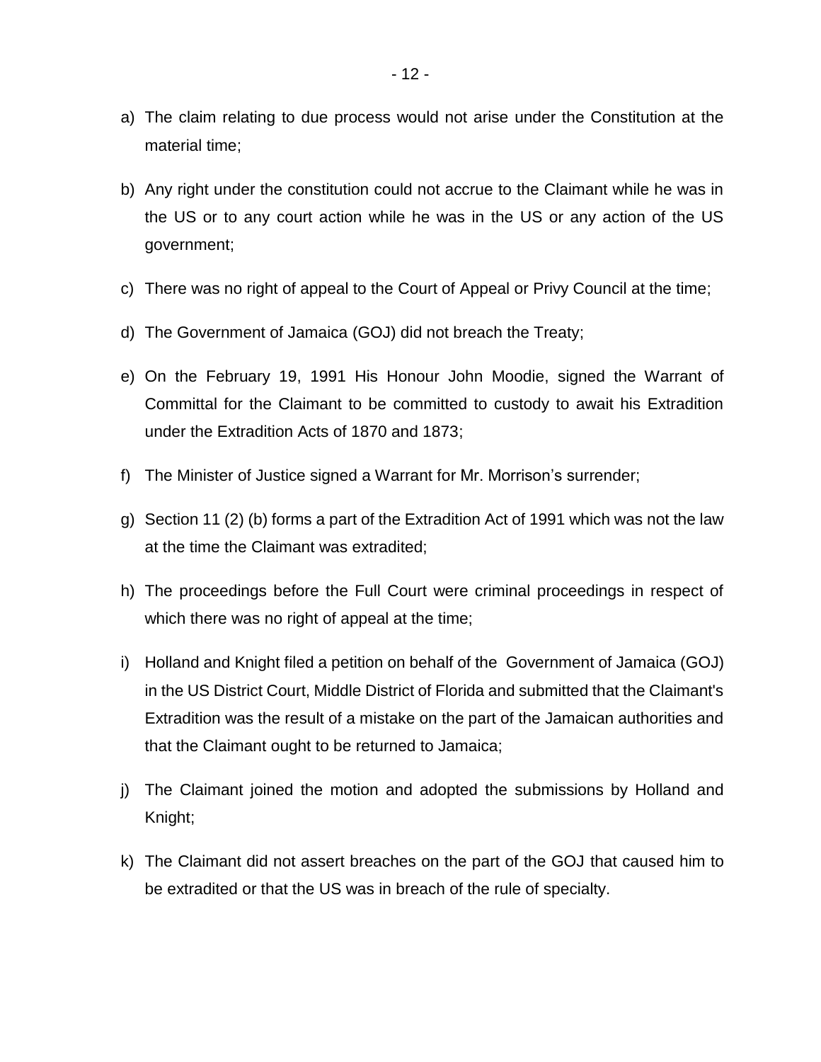a) The claim relating to due process would not arise under the Constitution at the material time;

b) Any right under the constitution could not accrue to the Claimant while he was in the US or to any court action while he was in the US or any action of the US government;

c) There was no right of appeal to the Court of Appeal or Privy Council at the time;

d) The Government of Jamaica (GOJ) did not breach the Treaty;

e) On the February 19, 1991 His Honour John Moodie, signed the Warrant of Committal for the Claimant to be committed to custody to await his Extradition under the Extradition Acts of 1870 and 1873;

f) The Minister of Justice signed a Warrant for Mr. Morrison's surrender;

g) Section 11 (2) (b) forms a part of the Extradition Act of 1991 which was not the law at the time the Claimant was extradited;

h) The proceedings before the Full Court were criminal proceedings in respect of which there was no right of appeal at the time;

i) Holland and Knight filed a petition on behalf of the Government of Jamaica (GOJ) in the US District Court, Middle District of Florida and submitted that the Claimant's Extradition was the result of a mistake on the part of the Jamaican authorities and that the Claimant ought to be returned to Jamaica;

j) The Claimant joined the motion and adopted the submissions by Holland and Knight;

k) The Claimant did not assert breaches on the part of the GOJ that caused him to be extradited or that the US was in breach of the rule of specialty.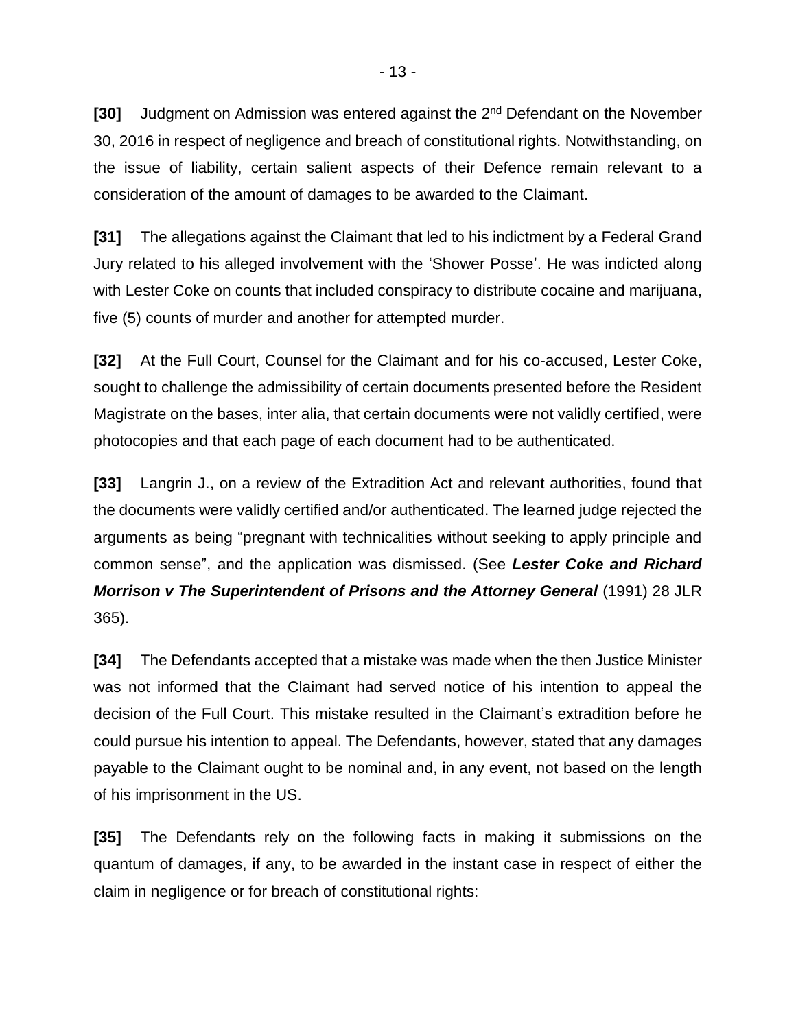**[30]** Judgment on Admission was entered against the 2nd Defendant on the November 30, 2016 in respect of negligence and breach of constitutional rights. Notwithstanding, on the issue of liability, certain salient aspects of their Defence remain relevant to a consideration of the amount of damages to be awarded to the Claimant.

**[31]** The allegations against the Claimant that led to his indictment by a Federal Grand Jury related to his alleged involvement with the 'Shower Posse'. He was indicted along with Lester Coke on counts that included conspiracy to distribute cocaine and marijuana, five (5) counts of murder and another for attempted murder.

**[32]** At the Full Court, Counsel for the Claimant and for his co-accused, Lester Coke, sought to challenge the admissibility of certain documents presented before the Resident Magistrate on the bases, inter alia, that certain documents were not validly certified, were photocopies and that each page of each document had to be authenticated.

**[33]** Langrin J., on a review of the Extradition Act and relevant authorities, found that the documents were validly certified and/or authenticated. The learned judge rejected the arguments as being "pregnant with technicalities without seeking to apply principle and common sense", and the application was dismissed. (See ***Lester Coke and Richard Morrison v The Superintendent of Prisons and the Attorney General*** (1991) 28 JLR 365).

**[34]** The Defendants accepted that a mistake was made when the then Justice Minister was not informed that the Claimant had served notice of his intention to appeal the decision of the Full Court. This mistake resulted in the Claimant's extradition before he could pursue his intention to appeal. The Defendants, however, stated that any damages payable to the Claimant ought to be nominal and, in any event, not based on the length of his imprisonment in the US.

**[35]** The Defendants rely on the following facts in making it submissions on the quantum of damages, if any, to be awarded in the instant case in respect of either the claim in negligence or for breach of constitutional rights: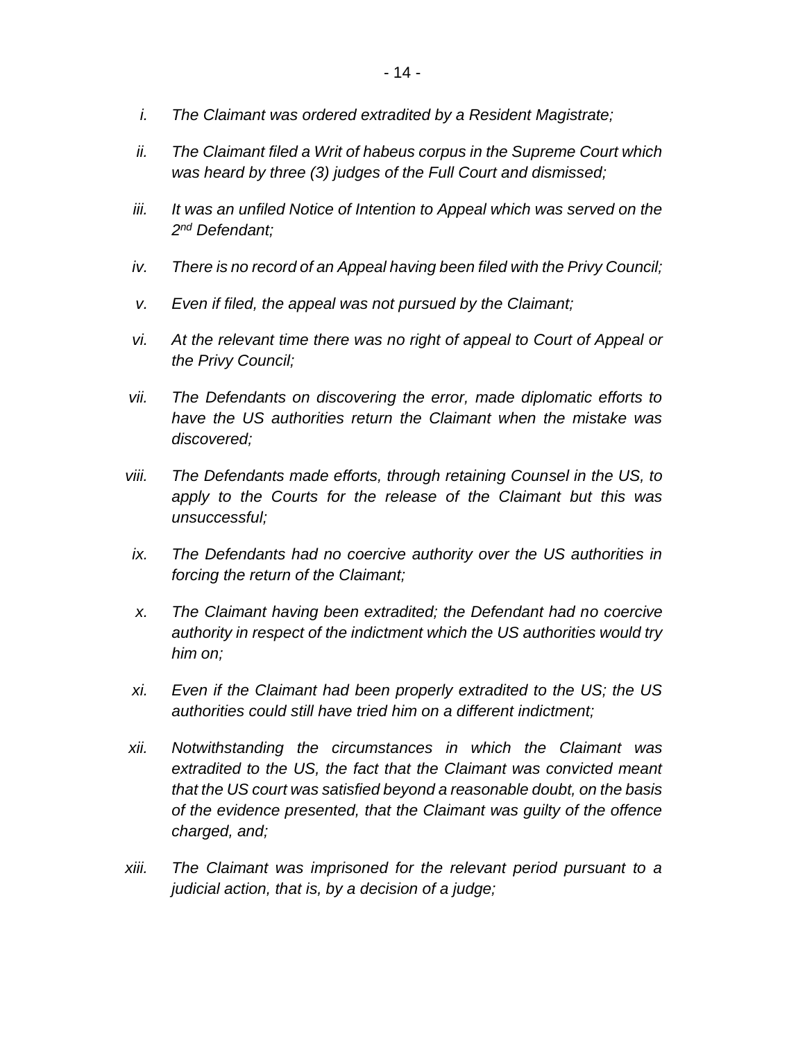- i. *The Claimant was ordered extradited by a Resident Magistrate;*
- ii. *The Claimant filed a Writ of habeus corpus in the Supreme Court which was heard by three (3) judges of the Full Court and dismissed;*
- iii. *It was an unfiled Notice of Intention to Appeal which was served on the 2nd Defendant;*
- iv. *There is no record of an Appeal having been filed with the Privy Council;*
- v. *Even if filed, the appeal was not pursued by the Claimant;*
- vi. *At the relevant time there was no right of appeal to Court of Appeal or the Privy Council;*
- vii. *The Defendants on discovering the error, made diplomatic efforts to have the US authorities return the Claimant when the mistake was discovered;*
- viii. *The Defendants made efforts, through retaining Counsel in the US, to apply to the Courts for the release of the Claimant but this was unsuccessful;*
- ix. *The Defendants had no coercive authority over the US authorities in forcing the return of the Claimant;*
- x. *The Claimant having been extradited; the Defendant had no coercive authority in respect of the indictment which the US authorities would try him on;*
- xi. *Even if the Claimant had been properly extradited to the US; the US authorities could still have tried him on a different indictment;*
- xii. *Notwithstanding the circumstances in which the Claimant was extradited to the US, the fact that the Claimant was convicted meant that the US court was satisfied beyond a reasonable doubt, on the basis of the evidence presented, that the Claimant was guilty of the offence charged, and;*
- xiii. *The Claimant was imprisoned for the relevant period pursuant to a judicial action, that is, by a decision of a judge;*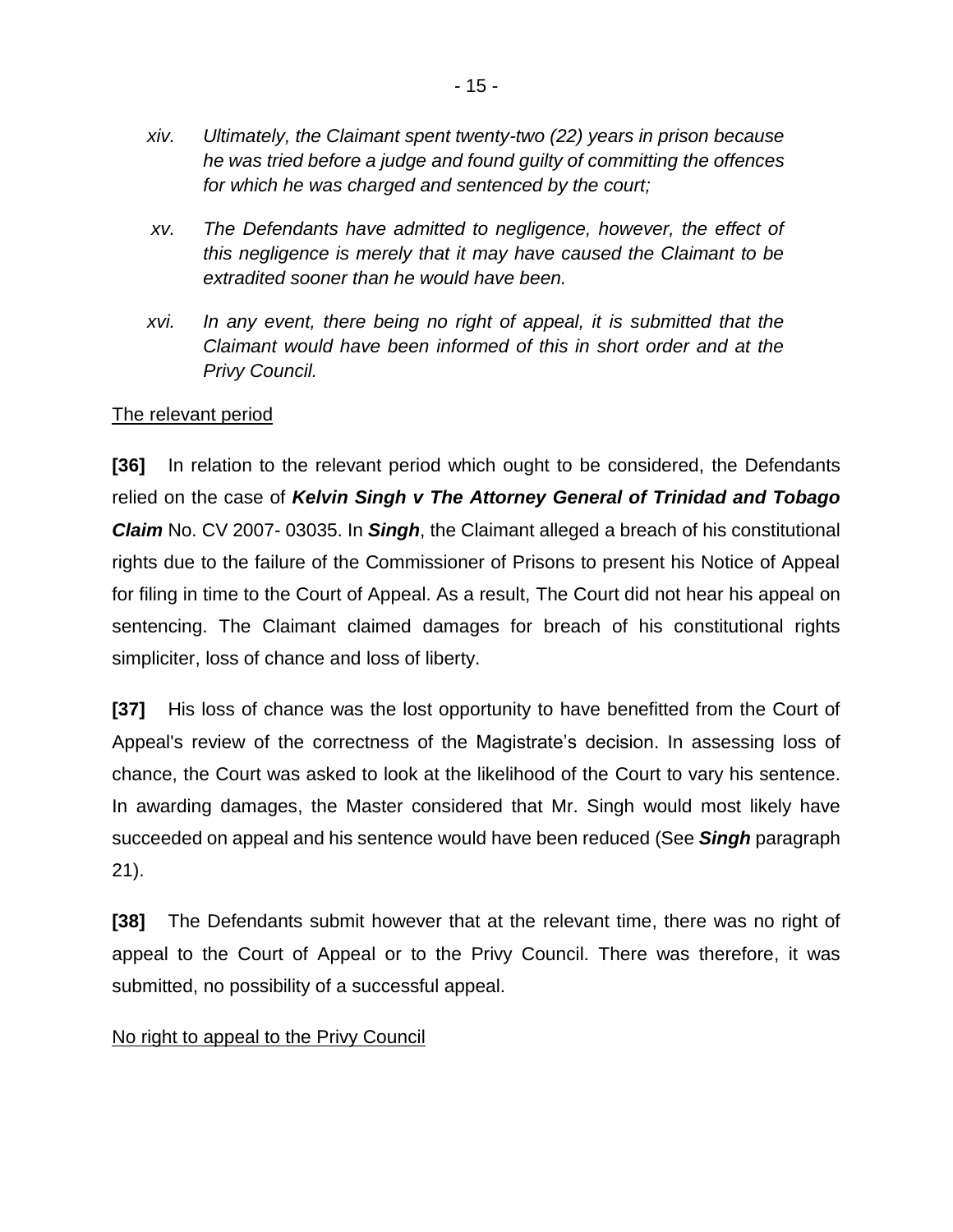*xiv. Ultimately, the Claimant spent twenty-two (22) years in prison because he was tried before a judge and found guilty of committing the offences for which he was charged and sentenced by the court;*

*xv. The Defendants have admitted to negligence, however, the effect of this negligence is merely that it may have caused the Claimant to be extradited sooner than he would have been.*

*xvi. In any event, there being no right of appeal, it is submitted that the Claimant would have been informed of this in short order and at the Privy Council.*

<u>The relevant period</u>

**[36]** In relation to the relevant period which ought to be considered, the Defendants relied on the case of ***Kelvin Singh v The Attorney General of Trinidad and Tobago Claim*** No. CV 2007- 03035. In ***Singh***, the Claimant alleged a breach of his constitutional rights due to the failure of the Commissioner of Prisons to present his Notice of Appeal for filing in time to the Court of Appeal. As a result, The Court did not hear his appeal on sentencing. The Claimant claimed damages for breach of his constitutional rights simpliciter, loss of chance and loss of liberty.

**[37]** His loss of chance was the lost opportunity to have benefitted from the Court of Appeal's review of the correctness of the Magistrate's decision. In assessing loss of chance, the Court was asked to look at the likelihood of the Court to vary his sentence. In awarding damages, the Master considered that Mr. Singh would most likely have succeeded on appeal and his sentence would have been reduced (See ***Singh*** paragraph 21).

**[38]** The Defendants submit however that at the relevant time, there was no right of appeal to the Court of Appeal or to the Privy Council. There was therefore, it was submitted, no possibility of a successful appeal.

<u>No right to appeal to the Privy Council</u>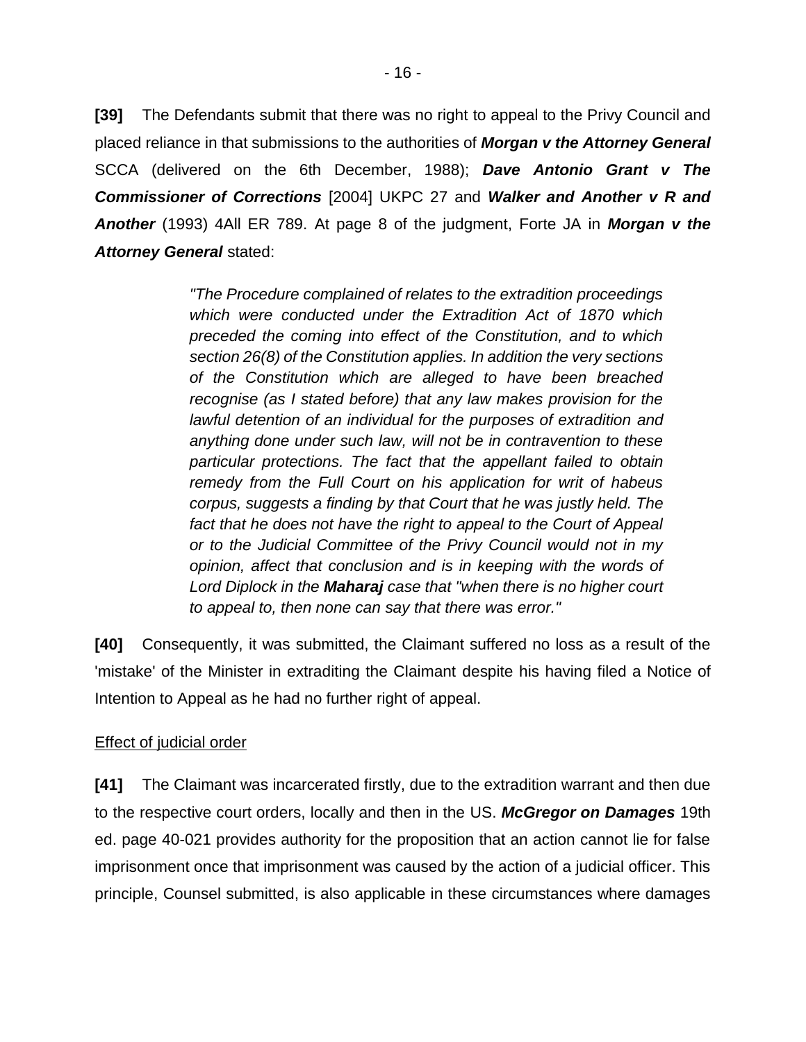**[39]** The Defendants submit that there was no right to appeal to the Privy Council and placed reliance in that submissions to the authorities of ***Morgan v the Attorney General*** SCCA (delivered on the 6th December, 1988); ***Dave Antonio Grant v The Commissioner of Corrections*** [2004] UKPC 27 and ***Walker and Another v R and Another*** (1993) 4All ER 789. At page 8 of the judgment, Forte JA in ***Morgan v the Attorney General*** stated:

> *"The Procedure complained of relates to the extradition proceedings which were conducted under the Extradition Act of 1870 which preceded the coming into effect of the Constitution, and to which section 26(8) of the Constitution applies. In addition the very sections of the Constitution which are alleged to have been breached recognise (as I stated before) that any law makes provision for the lawful detention of an individual for the purposes of extradition and anything done under such law, will not be in contravention to these particular protections. The fact that the appellant failed to obtain remedy from the Full Court on his application for writ of habeus corpus, suggests a finding by that Court that he was justly held. The fact that he does not have the right to appeal to the Court of Appeal or to the Judicial Committee of the Privy Council would not in my opinion, affect that conclusion and is in keeping with the words of Lord Diplock in the* ***Maharaj*** *case that "when there is no higher court to appeal to, then none can say that there was error."*

**[40]** Consequently, it was submitted, the Claimant suffered no loss as a result of the 'mistake' of the Minister in extraditing the Claimant despite his having filed a Notice of Intention to Appeal as he had no further right of appeal.

<u>Effect of judicial order</u>

**[41]** The Claimant was incarcerated firstly, due to the extradition warrant and then due to the respective court orders, locally and then in the US. ***McGregor on Damages*** 19th ed. page 40-021 provides authority for the proposition that an action cannot lie for false imprisonment once that imprisonment was caused by the action of a judicial officer. This principle, Counsel submitted, is also applicable in these circumstances where damages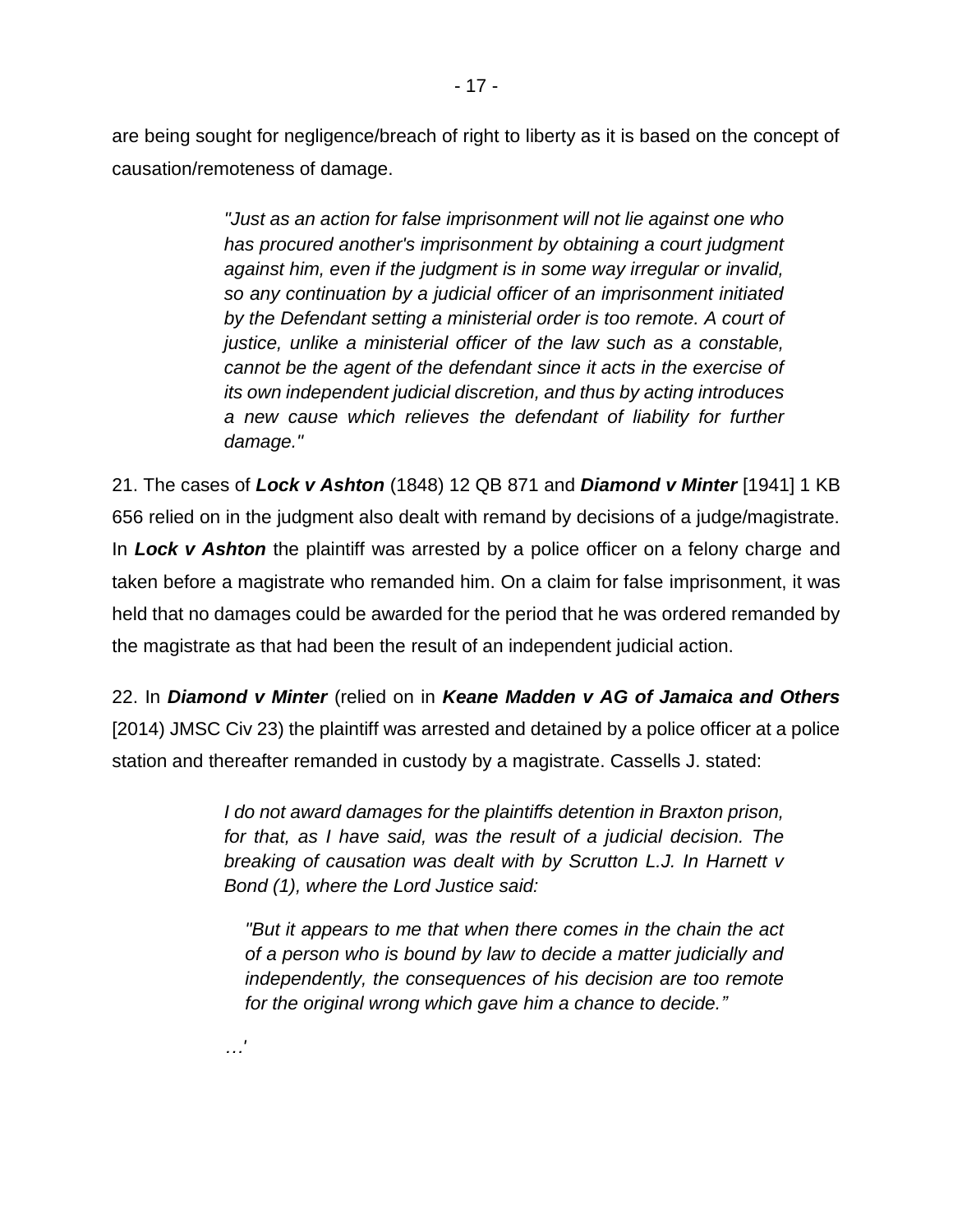are being sought for negligence/breach of right to liberty as it is based on the concept of causation/remoteness of damage.

> *"Just as an action for false imprisonment will not lie against one who has procured another's imprisonment by obtaining a court judgment against him, even if the judgment is in some way irregular or invalid, so any continuation by a judicial officer of an imprisonment initiated by the Defendant setting a ministerial order is too remote. A court of justice, unlike a ministerial officer of the law such as a constable, cannot be the agent of the defendant since it acts in the exercise of its own independent judicial discretion, and thus by acting introduces a new cause which relieves the defendant of liability for further damage."*

21. The cases of ***Lock v Ashton*** (1848) 12 QB 871 and ***Diamond v Minter*** [1941] 1 KB 656 relied on in the judgment also dealt with remand by decisions of a judge/magistrate. In ***Lock v Ashton*** the plaintiff was arrested by a police officer on a felony charge and taken before a magistrate who remanded him. On a claim for false imprisonment, it was held that no damages could be awarded for the period that he was ordered remanded by the magistrate as that had been the result of an independent judicial action.

22. In ***Diamond v Minter*** (relied on in ***Keane Madden v AG of Jamaica and Others*** [2014] JMSC Civ 23) the plaintiff was arrested and detained by a police officer at a police station and thereafter remanded in custody by a magistrate. Cassells J. stated:

> *I do not award damages for the plaintiffs detention in Braxton prison, for that, as I have said, was the result of a judicial decision. The breaking of causation was dealt with by Scrutton L.J. In Harnett v Bond (1), where the Lord Justice said:*
>
> > *"But it appears to me that when there comes in the chain the act of a person who is bound by law to decide a matter judicially and independently, the consequences of his decision are too remote for the original wrong which gave him a chance to decide."*
>
> *…'*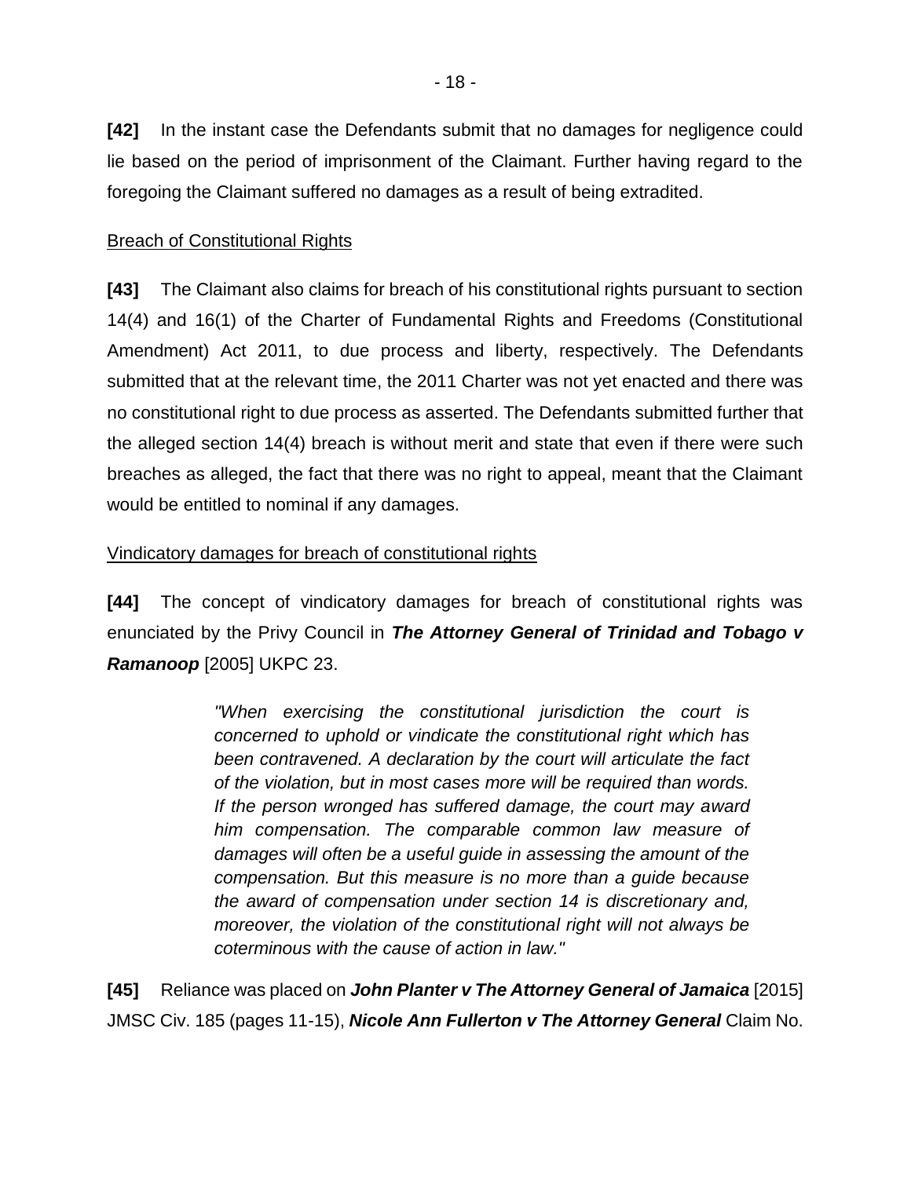**[42]** In the instant case the Defendants submit that no damages for negligence could lie based on the period of imprisonment of the Claimant. Further having regard to the foregoing the Claimant suffered no damages as a result of being extradited.

Breach of Constitutional Rights

**[43]** The Claimant also claims for breach of his constitutional rights pursuant to section 14(4) and 16(1) of the Charter of Fundamental Rights and Freedoms (Constitutional Amendment) Act 2011, to due process and liberty, respectively. The Defendants submitted that at the relevant time, the 2011 Charter was not yet enacted and there was no constitutional right to due process as asserted. The Defendants submitted further that the alleged section 14(4) breach is without merit and state that even if there were such breaches as alleged, the fact that there was no right to appeal, meant that the Claimant would be entitled to nominal if any damages.

Vindicatory damages for breach of constitutional rights

**[44]** The concept of vindicatory damages for breach of constitutional rights was enunciated by the Privy Council in ***The Attorney General of Trinidad and Tobago v Ramanoop*** [2005] UKPC 23.

> *"When exercising the constitutional jurisdiction the court is concerned to uphold or vindicate the constitutional right which has been contravened. A declaration by the court will articulate the fact of the violation, but in most cases more will be required than words. If the person wronged has suffered damage, the court may award him compensation. The comparable common law measure of damages will often be a useful guide in assessing the amount of the compensation. But this measure is no more than a guide because the award of compensation under section 14 is discretionary and, moreover, the violation of the constitutional right will not always be coterminous with the cause of action in law."*

**[45]** Reliance was placed on ***John Planter v The Attorney General of Jamaica*** [2015] JMSC Civ. 185 (pages 11-15), ***Nicole Ann Fullerton v The Attorney General*** Claim No.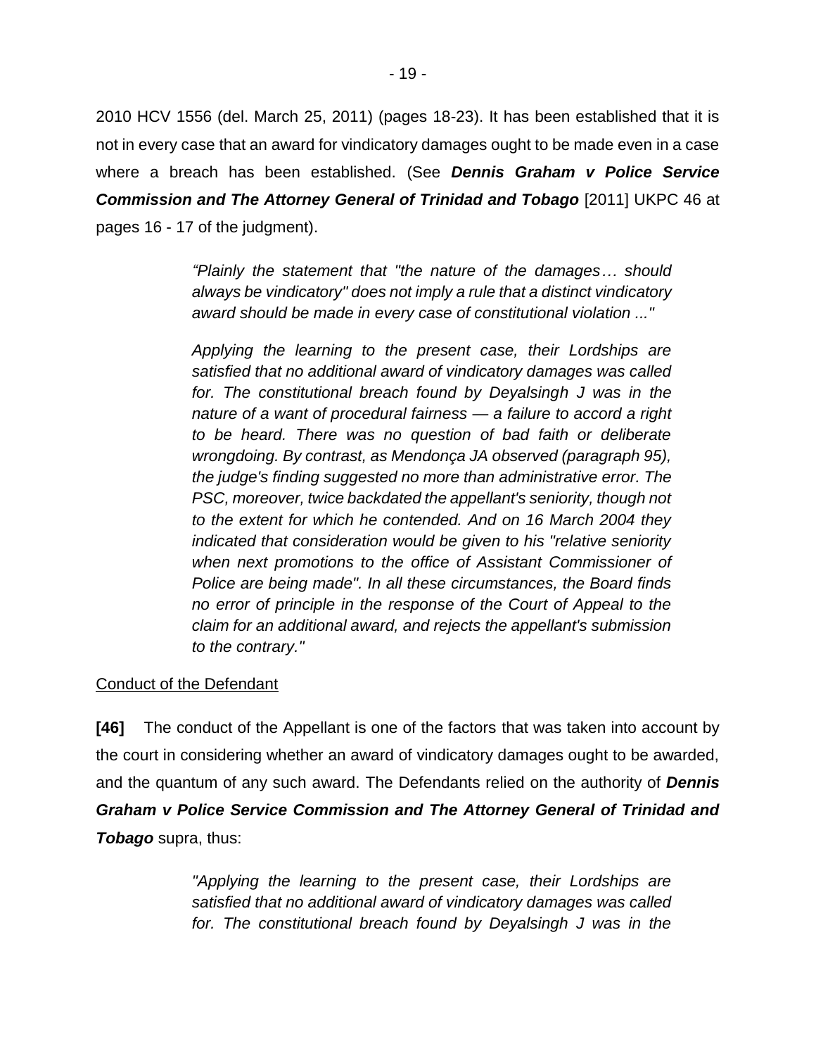2010 HCV 1556 (del. March 25, 2011) (pages 18-23). It has been established that it is not in every case that an award for vindicatory damages ought to be made even in a case where a breach has been established. (See ***Dennis Graham v Police Service Commission and The Attorney General of Trinidad and Tobago*** [2011] UKPC 46 at pages 16 - 17 of the judgment).

> *"Plainly the statement that "the nature of the damages… should always be vindicatory" does not imply a rule that a distinct vindicatory award should be made in every case of constitutional violation ..."*
>
> *Applying the learning to the present case, their Lordships are satisfied that no additional award of vindicatory damages was called for. The constitutional breach found by Deyalsingh J was in the nature of a want of procedural fairness — a failure to accord a right to be heard. There was no question of bad faith or deliberate wrongdoing. By contrast, as Mendonça JA observed (paragraph 95), the judge's finding suggested no more than administrative error. The PSC, moreover, twice backdated the appellant's seniority, though not to the extent for which he contended. And on 16 March 2004 they indicated that consideration would be given to his "relative seniority when next promotions to the office of Assistant Commissioner of Police are being made". In all these circumstances, the Board finds no error of principle in the response of the Court of Appeal to the claim for an additional award, and rejects the appellant's submission to the contrary."*

<u>Conduct of the Defendant</u>

**[46]** The conduct of the Appellant is one of the factors that was taken into account by the court in considering whether an award of vindicatory damages ought to be awarded, and the quantum of any such award. The Defendants relied on the authority of ***Dennis Graham v Police Service Commission and The Attorney General of Trinidad and Tobago*** supra, thus:

> *"Applying the learning to the present case, their Lordships are satisfied that no additional award of vindicatory damages was called for. The constitutional breach found by Deyalsingh J was in the*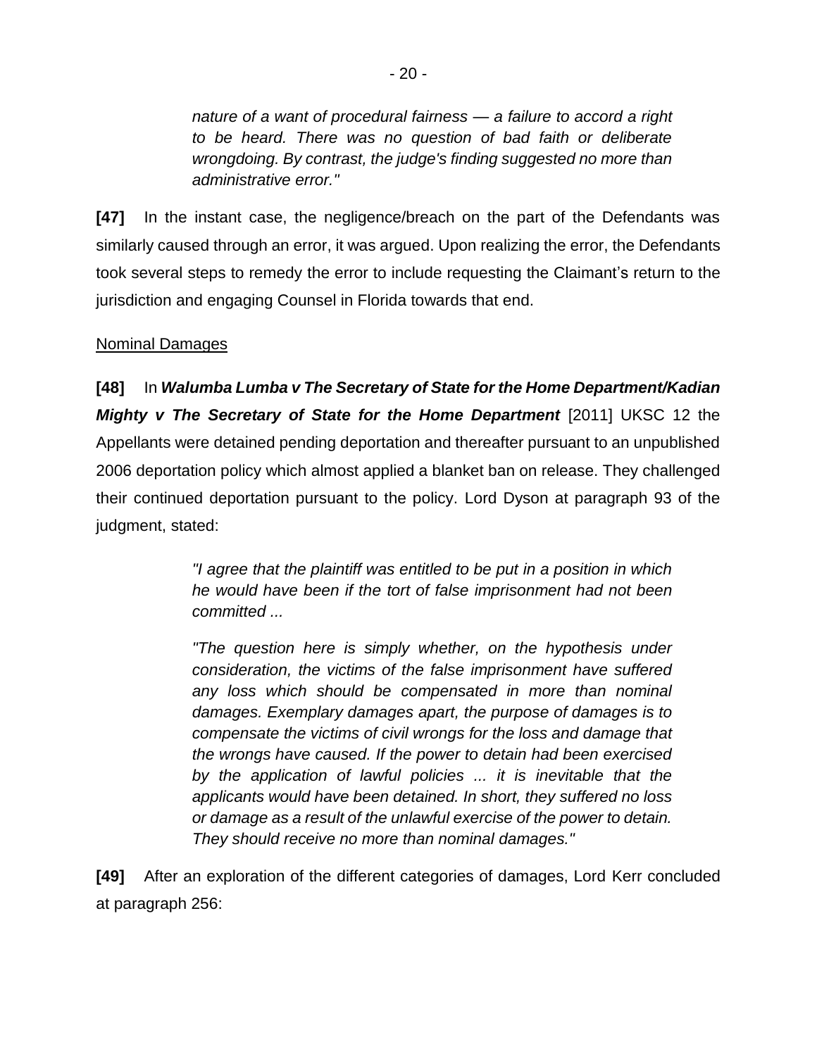> *nature of a want of procedural fairness — a failure to accord a right to be heard. There was no question of bad faith or deliberate wrongdoing. By contrast, the judge's finding suggested no more than administrative error."*

**[47]** In the instant case, the negligence/breach on the part of the Defendants was similarly caused through an error, it was argued. Upon realizing the error, the Defendants took several steps to remedy the error to include requesting the Claimant's return to the jurisdiction and engaging Counsel in Florida towards that end.

<u>Nominal Damages</u>

**[48]** In ***Walumba Lumba v The Secretary of State for the Home Department/Kadian Mighty v The Secretary of State for the Home Department*** [2011] UKSC 12 the Appellants were detained pending deportation and thereafter pursuant to an unpublished 2006 deportation policy which almost applied a blanket ban on release. They challenged their continued deportation pursuant to the policy. Lord Dyson at paragraph 93 of the judgment, stated:

> *"I agree that the plaintiff was entitled to be put in a position in which he would have been if the tort of false imprisonment had not been committed ...*
>
> *"The question here is simply whether, on the hypothesis under consideration, the victims of the false imprisonment have suffered any loss which should be compensated in more than nominal damages. Exemplary damages apart, the purpose of damages is to compensate the victims of civil wrongs for the loss and damage that the wrongs have caused. If the power to detain had been exercised by the application of lawful policies ... it is inevitable that the applicants would have been detained. In short, they suffered no loss or damage as a result of the unlawful exercise of the power to detain. They should receive no more than nominal damages."*

**[49]** After an exploration of the different categories of damages, Lord Kerr concluded at paragraph 256: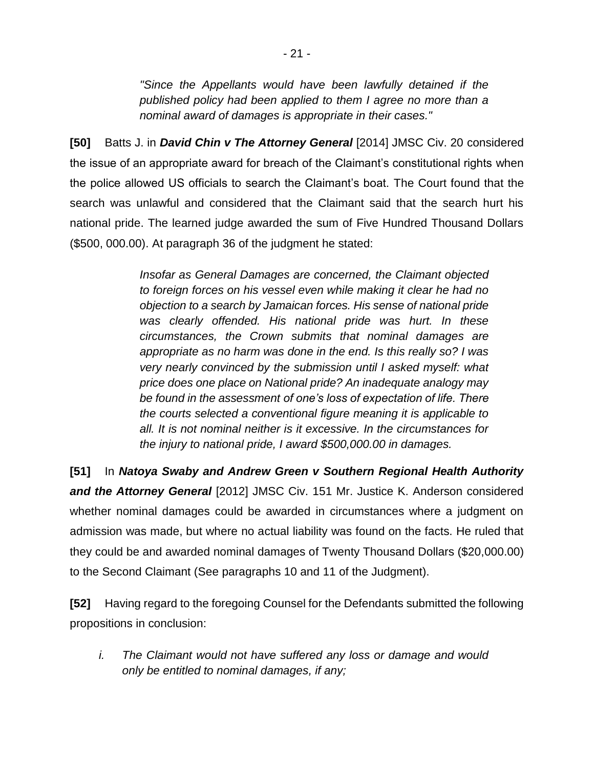> *"Since the Appellants would have been lawfully detained if the published policy had been applied to them I agree no more than a nominal award of damages is appropriate in their cases."*

**[50]** Batts J. in ***David Chin v The Attorney General*** [2014] JMSC Civ. 20 considered the issue of an appropriate award for breach of the Claimant's constitutional rights when the police allowed US officials to search the Claimant's boat. The Court found that the search was unlawful and considered that the Claimant said that the search hurt his national pride. The learned judge awarded the sum of Five Hundred Thousand Dollars ($500, 000.00). At paragraph 36 of the judgment he stated:

> *Insofar as General Damages are concerned, the Claimant objected to foreign forces on his vessel even while making it clear he had no objection to a search by Jamaican forces. His sense of national pride was clearly offended. His national pride was hurt. In these circumstances, the Crown submits that nominal damages are appropriate as no harm was done in the end. Is this really so? I was very nearly convinced by the submission until I asked myself: what price does one place on National pride? An inadequate analogy may be found in the assessment of one's loss of expectation of life. There the courts selected a conventional figure meaning it is applicable to all. It is not nominal neither is it excessive. In the circumstances for the injury to national pride, I award $500,000.00 in damages.*

**[51]** In ***Natoya Swaby and Andrew Green v Southern Regional Health Authority and the Attorney General*** [2012] JMSC Civ. 151 Mr. Justice K. Anderson considered whether nominal damages could be awarded in circumstances where a judgment on admission was made, but where no actual liability was found on the facts. He ruled that they could be and awarded nominal damages of Twenty Thousand Dollars ($20,000.00) to the Second Claimant (See paragraphs 10 and 11 of the Judgment).

**[52]** Having regard to the foregoing Counsel for the Defendants submitted the following propositions in conclusion:

*i. The Claimant would not have suffered any loss or damage and would only be entitled to nominal damages, if any;*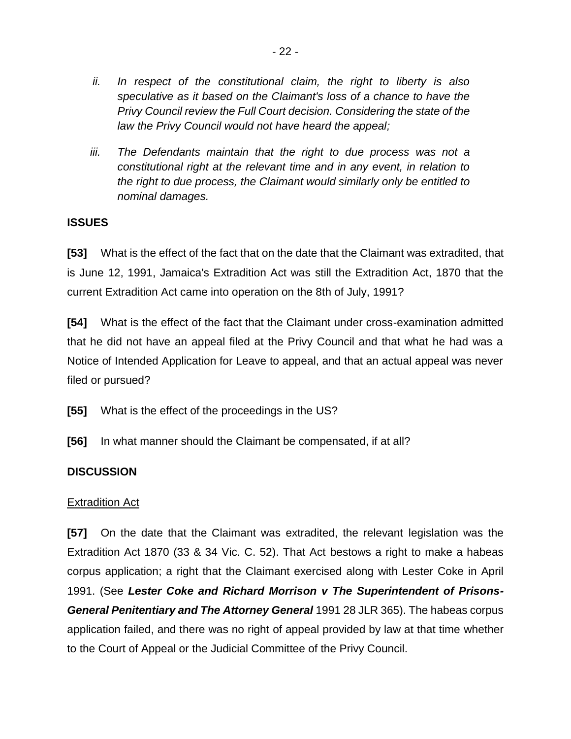*ii. In respect of the constitutional claim, the right to liberty is also speculative as it based on the Claimant's loss of a chance to have the Privy Council review the Full Court decision. Considering the state of the law the Privy Council would not have heard the appeal;*

*iii. The Defendants maintain that the right to due process was not a constitutional right at the relevant time and in any event, in relation to the right to due process, the Claimant would similarly only be entitled to nominal damages.*

## ISSUES

**[53]** What is the effect of the fact that on the date that the Claimant was extradited, that is June 12, 1991, Jamaica's Extradition Act was still the Extradition Act, 1870 that the current Extradition Act came into operation on the 8th of July, 1991?

**[54]** What is the effect of the fact that the Claimant under cross-examination admitted that he did not have an appeal filed at the Privy Council and that what he had was a Notice of Intended Application for Leave to appeal, and that an actual appeal was never filed or pursued?

**[55]** What is the effect of the proceedings in the US?

**[56]** In what manner should the Claimant be compensated, if at all?

## DISCUSSION

### Extradition Act

**[57]** On the date that the Claimant was extradited, the relevant legislation was the Extradition Act 1870 (33 & 34 Vic. C. 52). That Act bestows a right to make a habeas corpus application; a right that the Claimant exercised along with Lester Coke in April 1991. (See ***Lester Coke and Richard Morrison v The Superintendent of Prisons-General Penitentiary and The Attorney General*** 1991 28 JLR 365). The habeas corpus application failed, and there was no right of appeal provided by law at that time whether to the Court of Appeal or the Judicial Committee of the Privy Council.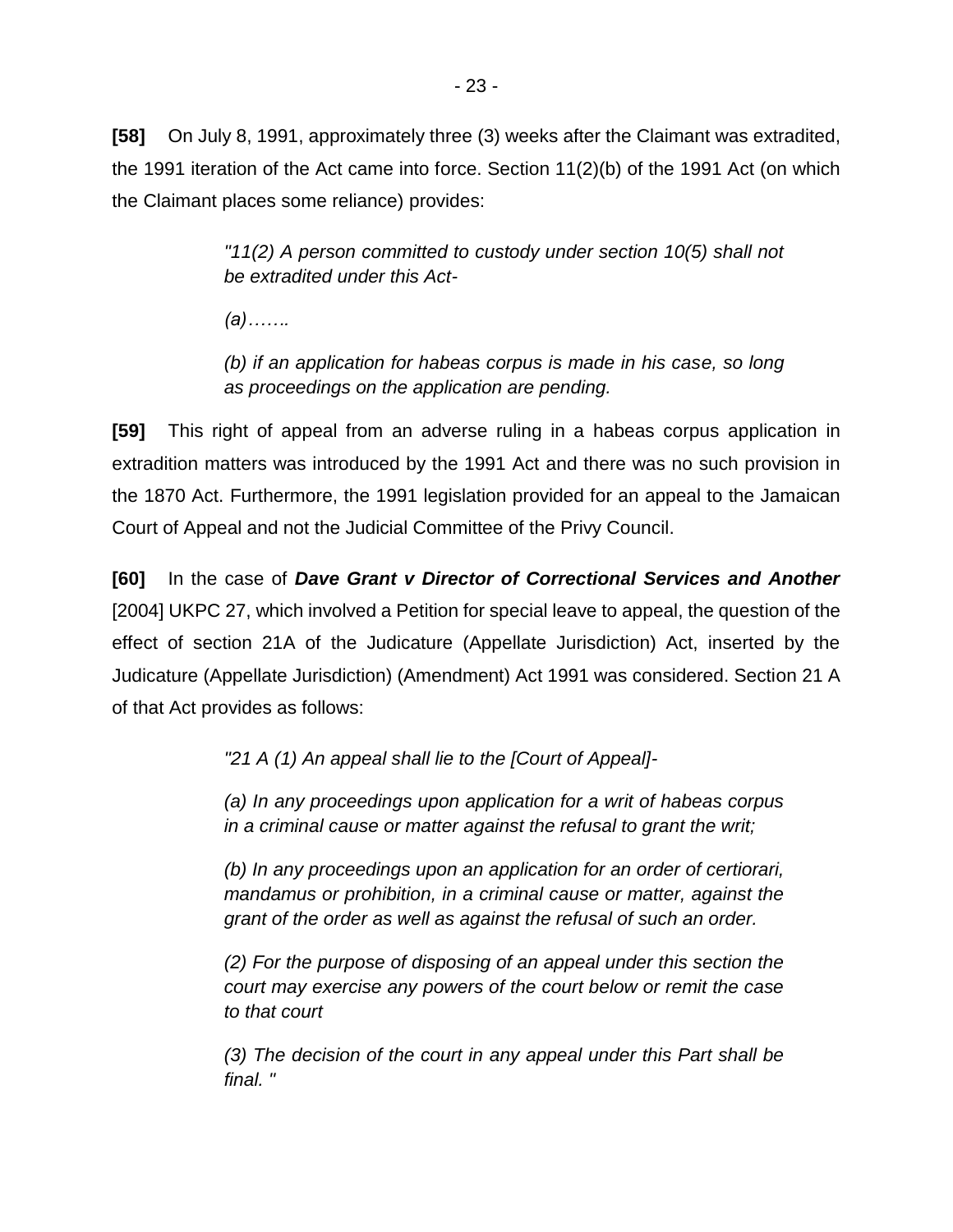**[58]** On July 8, 1991, approximately three (3) weeks after the Claimant was extradited, the 1991 iteration of the Act came into force. Section 11(2)(b) of the 1991 Act (on which the Claimant places some reliance) provides:

> *"11(2) A person committed to custody under section 10(5) shall not be extradited under this Act-*
>
> *(a)…….*
>
> *(b) if an application for habeas corpus is made in his case, so long as proceedings on the application are pending.*

**[59]** This right of appeal from an adverse ruling in a habeas corpus application in extradition matters was introduced by the 1991 Act and there was no such provision in the 1870 Act. Furthermore, the 1991 legislation provided for an appeal to the Jamaican Court of Appeal and not the Judicial Committee of the Privy Council.

**[60]** In the case of ***Dave Grant v Director of Correctional Services and Another*** [2004] UKPC 27, which involved a Petition for special leave to appeal, the question of the effect of section 21A of the Judicature (Appellate Jurisdiction) Act, inserted by the Judicature (Appellate Jurisdiction) (Amendment) Act 1991 was considered. Section 21 A of that Act provides as follows:

> *"21 A (1) An appeal shall lie to the [Court of Appeal]-*
>
> *(a) In any proceedings upon application for a writ of habeas corpus in a criminal cause or matter against the refusal to grant the writ;*
>
> *(b) In any proceedings upon an application for an order of certiorari, mandamus or prohibition, in a criminal cause or matter, against the grant of the order as well as against the refusal of such an order.*
>
> *(2) For the purpose of disposing of an appeal under this section the court may exercise any powers of the court below or remit the case to that court*
>
> *(3) The decision of the court in any appeal under this Part shall be final. "*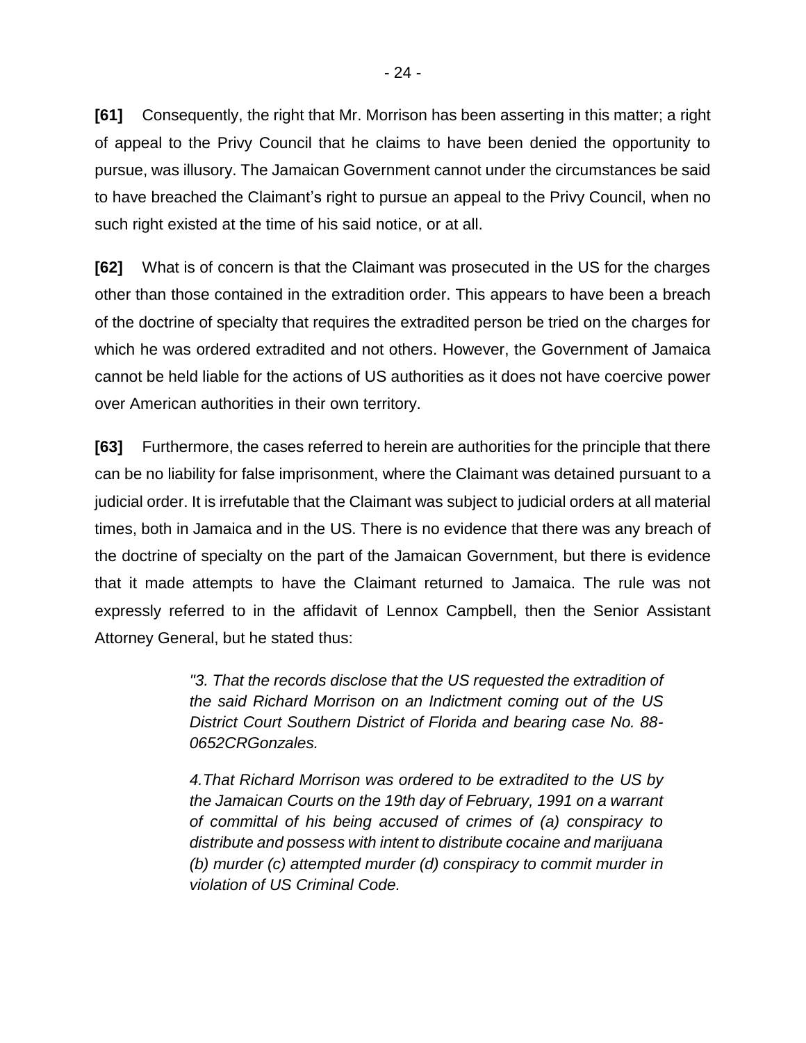**[61]** Consequently, the right that Mr. Morrison has been asserting in this matter; a right of appeal to the Privy Council that he claims to have been denied the opportunity to pursue, was illusory. The Jamaican Government cannot under the circumstances be said to have breached the Claimant's right to pursue an appeal to the Privy Council, when no such right existed at the time of his said notice, or at all.

**[62]** What is of concern is that the Claimant was prosecuted in the US for the charges other than those contained in the extradition order. This appears to have been a breach of the doctrine of specialty that requires the extradited person be tried on the charges for which he was ordered extradited and not others. However, the Government of Jamaica cannot be held liable for the actions of US authorities as it does not have coercive power over American authorities in their own territory.

**[63]** Furthermore, the cases referred to herein are authorities for the principle that there can be no liability for false imprisonment, where the Claimant was detained pursuant to a judicial order. It is irrefutable that the Claimant was subject to judicial orders at all material times, both in Jamaica and in the US. There is no evidence that there was any breach of the doctrine of specialty on the part of the Jamaican Government, but there is evidence that it made attempts to have the Claimant returned to Jamaica. The rule was not expressly referred to in the affidavit of Lennox Campbell, then the Senior Assistant Attorney General, but he stated thus:

> *"3. That the records disclose that the US requested the extradition of the said Richard Morrison on an Indictment coming out of the US District Court Southern District of Florida and bearing case No. 88-0652CRGonzales.*
>
> *4.That Richard Morrison was ordered to be extradited to the US by the Jamaican Courts on the 19th day of February, 1991 on a warrant of committal of his being accused of crimes of (a) conspiracy to distribute and possess with intent to distribute cocaine and marijuana (b) murder (c) attempted murder (d) conspiracy to commit murder in violation of US Criminal Code.*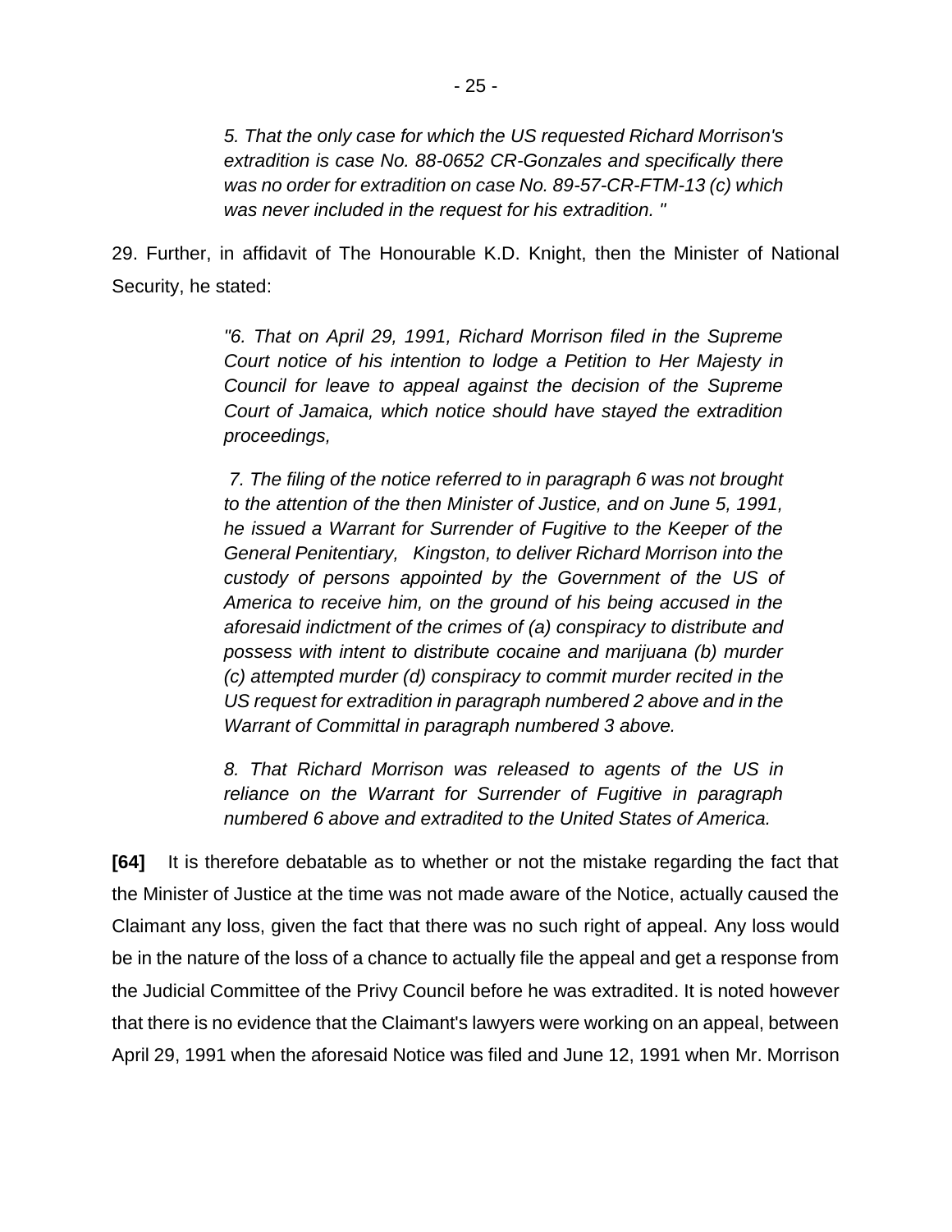> *5. That the only case for which the US requested Richard Morrison's extradition is case No. 88-0652 CR-Gonzales and specifically there was no order for extradition on case No. 89-57-CR-FTM-13 (c) which was never included in the request for his extradition. "*

29. Further, in affidavit of The Honourable K.D. Knight, then the Minister of National Security, he stated:

> *"6. That on April 29, 1991, Richard Morrison filed in the Supreme Court notice of his intention to lodge a Petition to Her Majesty in Council for leave to appeal against the decision of the Supreme Court of Jamaica, which notice should have stayed the extradition proceedings,*
>
> *7. The filing of the notice referred to in paragraph 6 was not brought to the attention of the then Minister of Justice, and on June 5, 1991, he issued a Warrant for Surrender of Fugitive to the Keeper of the General Penitentiary, Kingston, to deliver Richard Morrison into the custody of persons appointed by the Government of the US of America to receive him, on the ground of his being accused in the aforesaid indictment of the crimes of (a) conspiracy to distribute and possess with intent to distribute cocaine and marijuana (b) murder (c) attempted murder (d) conspiracy to commit murder recited in the US request for extradition in paragraph numbered 2 above and in the Warrant of Committal in paragraph numbered 3 above.*
>
> *8. That Richard Morrison was released to agents of the US in reliance on the Warrant for Surrender of Fugitive in paragraph numbered 6 above and extradited to the United States of America.*

**[64]** It is therefore debatable as to whether or not the mistake regarding the fact that the Minister of Justice at the time was not made aware of the Notice, actually caused the Claimant any loss, given the fact that there was no such right of appeal. Any loss would be in the nature of the loss of a chance to actually file the appeal and get a response from the Judicial Committee of the Privy Council before he was extradited. It is noted however that there is no evidence that the Claimant's lawyers were working on an appeal, between April 29, 1991 when the aforesaid Notice was filed and June 12, 1991 when Mr. Morrison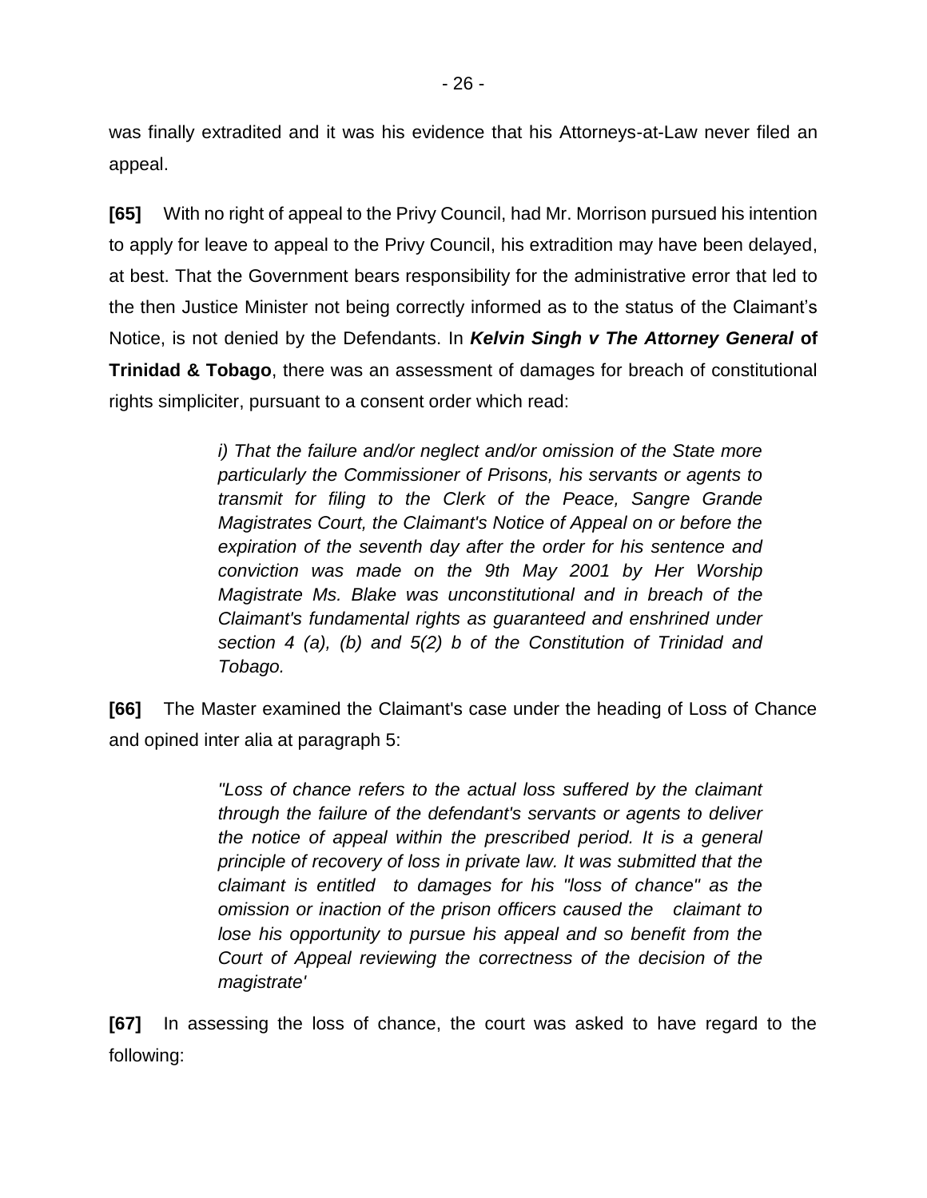was finally extradited and it was his evidence that his Attorneys-at-Law never filed an appeal.

**[65]** With no right of appeal to the Privy Council, had Mr. Morrison pursued his intention to apply for leave to appeal to the Privy Council, his extradition may have been delayed, at best. That the Government bears responsibility for the administrative error that led to the then Justice Minister not being correctly informed as to the status of the Claimant's Notice, is not denied by the Defendants. In ***Kelvin Singh v The Attorney General* of Trinidad & Tobago**, there was an assessment of damages for breach of constitutional rights simpliciter, pursuant to a consent order which read:

> *i) That the failure and/or neglect and/or omission of the State more particularly the Commissioner of Prisons, his servants or agents to transmit for filing to the Clerk of the Peace, Sangre Grande Magistrates Court, the Claimant's Notice of Appeal on or before the expiration of the seventh day after the order for his sentence and conviction was made on the 9th May 2001 by Her Worship Magistrate Ms. Blake was unconstitutional and in breach of the Claimant's fundamental rights as guaranteed and enshrined under section 4 (a), (b) and 5(2) b of the Constitution of Trinidad and Tobago.*

**[66]** The Master examined the Claimant's case under the heading of Loss of Chance and opined inter alia at paragraph 5:

> *"Loss of chance refers to the actual loss suffered by the claimant through the failure of the defendant's servants or agents to deliver the notice of appeal within the prescribed period. It is a general principle of recovery of loss in private law. It was submitted that the claimant is entitled to damages for his "loss of chance" as the omission or inaction of the prison officers caused the claimant to lose his opportunity to pursue his appeal and so benefit from the Court of Appeal reviewing the correctness of the decision of the magistrate'*

**[67]** In assessing the loss of chance, the court was asked to have regard to the following: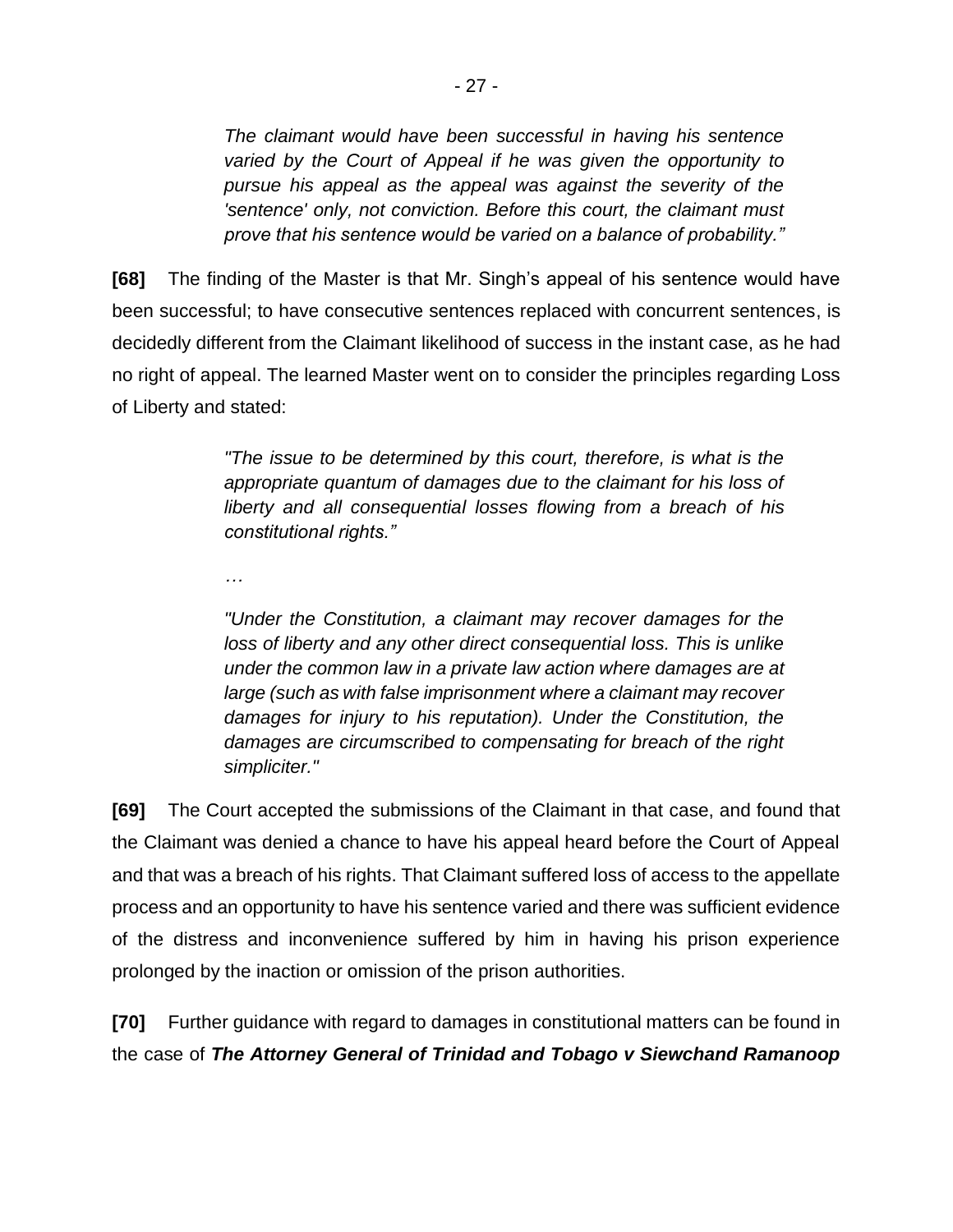> *The claimant would have been successful in having his sentence varied by the Court of Appeal if he was given the opportunity to pursue his appeal as the appeal was against the severity of the 'sentence' only, not conviction. Before this court, the claimant must prove that his sentence would be varied on a balance of probability."*

**[68]** The finding of the Master is that Mr. Singh's appeal of his sentence would have been successful; to have consecutive sentences replaced with concurrent sentences, is decidedly different from the Claimant likelihood of success in the instant case, as he had no right of appeal. The learned Master went on to consider the principles regarding Loss of Liberty and stated:

> *"The issue to be determined by this court, therefore, is what is the appropriate quantum of damages due to the claimant for his loss of liberty and all consequential losses flowing from a breach of his constitutional rights."*
>
> *…*
>
> *"Under the Constitution, a claimant may recover damages for the loss of liberty and any other direct consequential loss. This is unlike under the common law in a private law action where damages are at large (such as with false imprisonment where a claimant may recover damages for injury to his reputation). Under the Constitution, the damages are circumscribed to compensating for breach of the right simpliciter."*

**[69]** The Court accepted the submissions of the Claimant in that case, and found that the Claimant was denied a chance to have his appeal heard before the Court of Appeal and that was a breach of his rights. That Claimant suffered loss of access to the appellate process and an opportunity to have his sentence varied and there was sufficient evidence of the distress and inconvenience suffered by him in having his prison experience prolonged by the inaction or omission of the prison authorities.

**[70]** Further guidance with regard to damages in constitutional matters can be found in the case of ***The Attorney General of Trinidad and Tobago v Siewchand Ramanoop***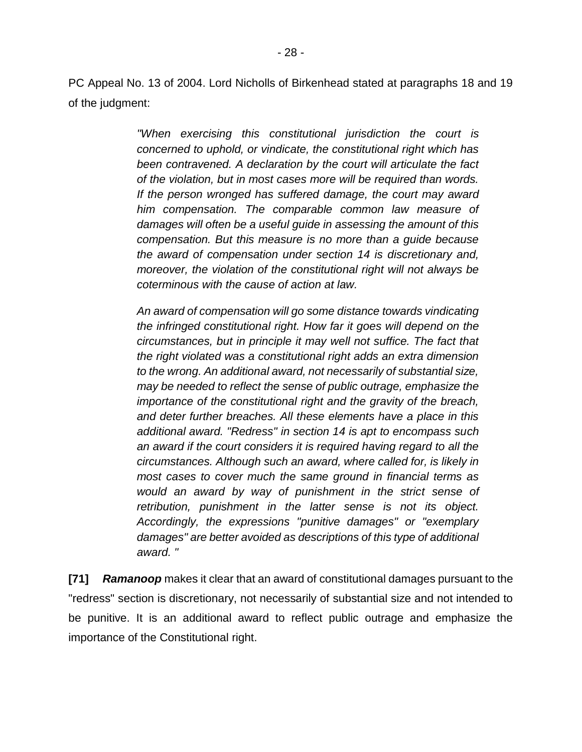PC Appeal No. 13 of 2004. Lord Nicholls of Birkenhead stated at paragraphs 18 and 19 of the judgment:

> *"When exercising this constitutional jurisdiction the court is concerned to uphold, or vindicate, the constitutional right which has been contravened. A declaration by the court will articulate the fact of the violation, but in most cases more will be required than words. If the person wronged has suffered damage, the court may award him compensation. The comparable common law measure of damages will often be a useful guide in assessing the amount of this compensation. But this measure is no more than a guide because the award of compensation under section 14 is discretionary and, moreover, the violation of the constitutional right will not always be coterminous with the cause of action at law.*
>
> *An award of compensation will go some distance towards vindicating the infringed constitutional right. How far it goes will depend on the circumstances, but in principle it may well not suffice. The fact that the right violated was a constitutional right adds an extra dimension to the wrong. An additional award, not necessarily of substantial size, may be needed to reflect the sense of public outrage, emphasize the importance of the constitutional right and the gravity of the breach, and deter further breaches. All these elements have a place in this additional award. "Redress" in section 14 is apt to encompass such an award if the court considers it is required having regard to all the circumstances. Although such an award, where called for, is likely in most cases to cover much the same ground in financial terms as would an award by way of punishment in the strict sense of retribution, punishment in the latter sense is not its object. Accordingly, the expressions "punitive damages" or "exemplary damages" are better avoided as descriptions of this type of additional award. "*

**[71]** ***Ramanoop*** makes it clear that an award of constitutional damages pursuant to the "redress" section is discretionary, not necessarily of substantial size and not intended to be punitive. It is an additional award to reflect public outrage and emphasize the importance of the Constitutional right.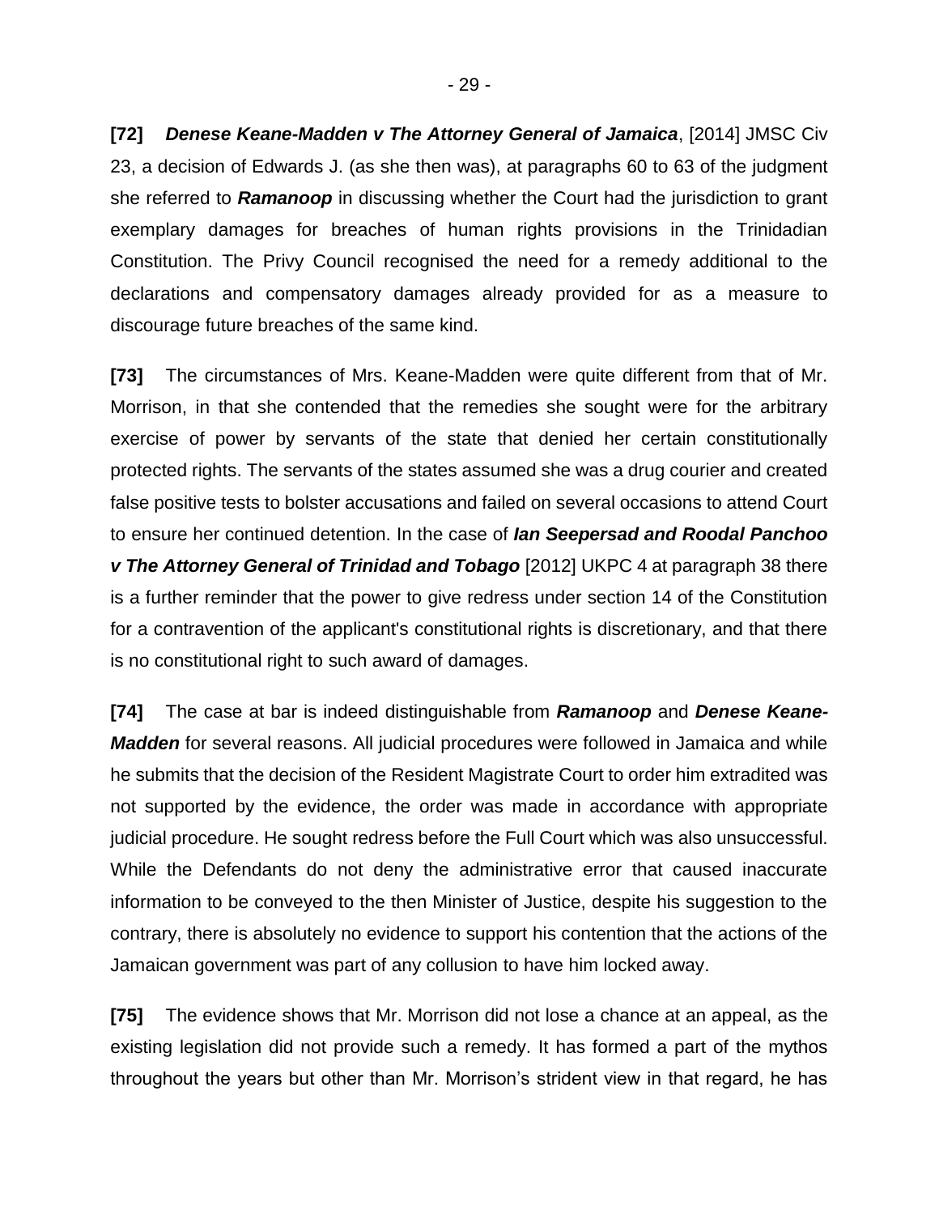**[72]** ***Denese Keane-Madden v The Attorney General of Jamaica***, [2014] JMSC Civ 23, a decision of Edwards J. (as she then was), at paragraphs 60 to 63 of the judgment she referred to ***Ramanoop*** in discussing whether the Court had the jurisdiction to grant exemplary damages for breaches of human rights provisions in the Trinidadian Constitution. The Privy Council recognised the need for a remedy additional to the declarations and compensatory damages already provided for as a measure to discourage future breaches of the same kind.

**[73]** The circumstances of Mrs. Keane-Madden were quite different from that of Mr. Morrison, in that she contended that the remedies she sought were for the arbitrary exercise of power by servants of the state that denied her certain constitutionally protected rights. The servants of the states assumed she was a drug courier and created false positive tests to bolster accusations and failed on several occasions to attend Court to ensure her continued detention. In the case of ***Ian Seepersad and Roodal Panchoo v The Attorney General of Trinidad and Tobago*** [2012] UKPC 4 at paragraph 38 there is a further reminder that the power to give redress under section 14 of the Constitution for a contravention of the applicant's constitutional rights is discretionary, and that there is no constitutional right to such award of damages.

**[74]** The case at bar is indeed distinguishable from ***Ramanoop*** and ***Denese Keane-Madden*** for several reasons. All judicial procedures were followed in Jamaica and while he submits that the decision of the Resident Magistrate Court to order him extradited was not supported by the evidence, the order was made in accordance with appropriate judicial procedure. He sought redress before the Full Court which was also unsuccessful. While the Defendants do not deny the administrative error that caused inaccurate information to be conveyed to the then Minister of Justice, despite his suggestion to the contrary, there is absolutely no evidence to support his contention that the actions of the Jamaican government was part of any collusion to have him locked away.

**[75]** The evidence shows that Mr. Morrison did not lose a chance at an appeal, as the existing legislation did not provide such a remedy. It has formed a part of the mythos throughout the years but other than Mr. Morrison's strident view in that regard, he has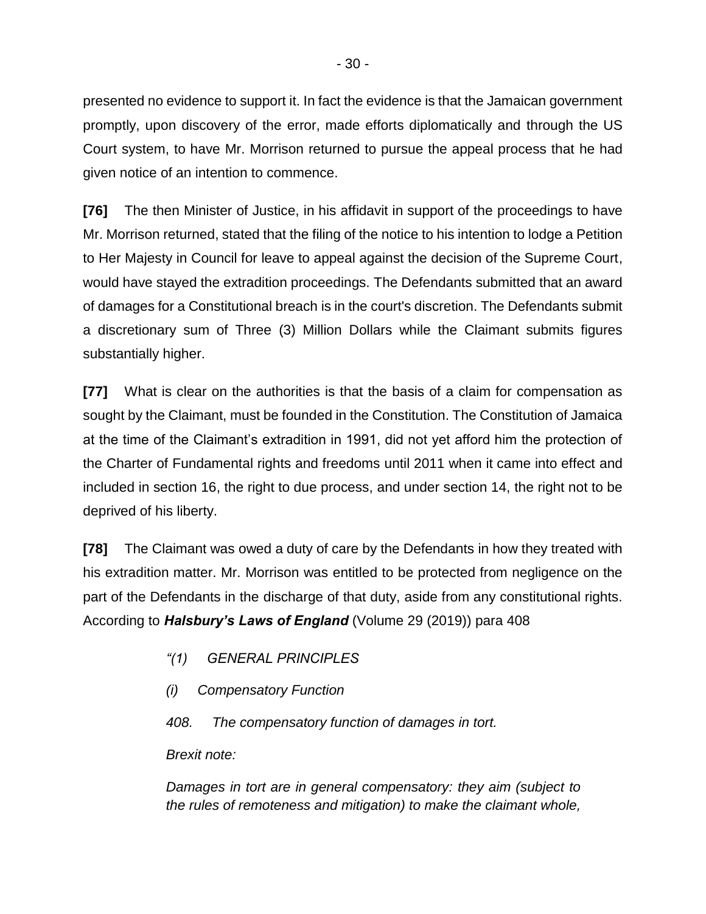presented no evidence to support it. In fact the evidence is that the Jamaican government promptly, upon discovery of the error, made efforts diplomatically and through the US Court system, to have Mr. Morrison returned to pursue the appeal process that he had given notice of an intention to commence.

**[76]** The then Minister of Justice, in his affidavit in support of the proceedings to have Mr. Morrison returned, stated that the filing of the notice to his intention to lodge a Petition to Her Majesty in Council for leave to appeal against the decision of the Supreme Court, would have stayed the extradition proceedings. The Defendants submitted that an award of damages for a Constitutional breach is in the court's discretion. The Defendants submit a discretionary sum of Three (3) Million Dollars while the Claimant submits figures substantially higher.

**[77]** What is clear on the authorities is that the basis of a claim for compensation as sought by the Claimant, must be founded in the Constitution. The Constitution of Jamaica at the time of the Claimant's extradition in 1991, did not yet afford him the protection of the Charter of Fundamental rights and freedoms until 2011 when it came into effect and included in section 16, the right to due process, and under section 14, the right not to be deprived of his liberty.

**[78]** The Claimant was owed a duty of care by the Defendants in how they treated with his extradition matter. Mr. Morrison was entitled to be protected from negligence on the part of the Defendants in the discharge of that duty, aside from any constitutional rights. According to ***Halsbury's Laws of England*** (Volume 29 (2019)) para 408

> *"(1) GENERAL PRINCIPLES*
>
> *(i) Compensatory Function*
>
> *408. The compensatory function of damages in tort.*
>
> *Brexit note:*
>
> *Damages in tort are in general compensatory: they aim (subject to the rules of remoteness and mitigation) to make the claimant whole,*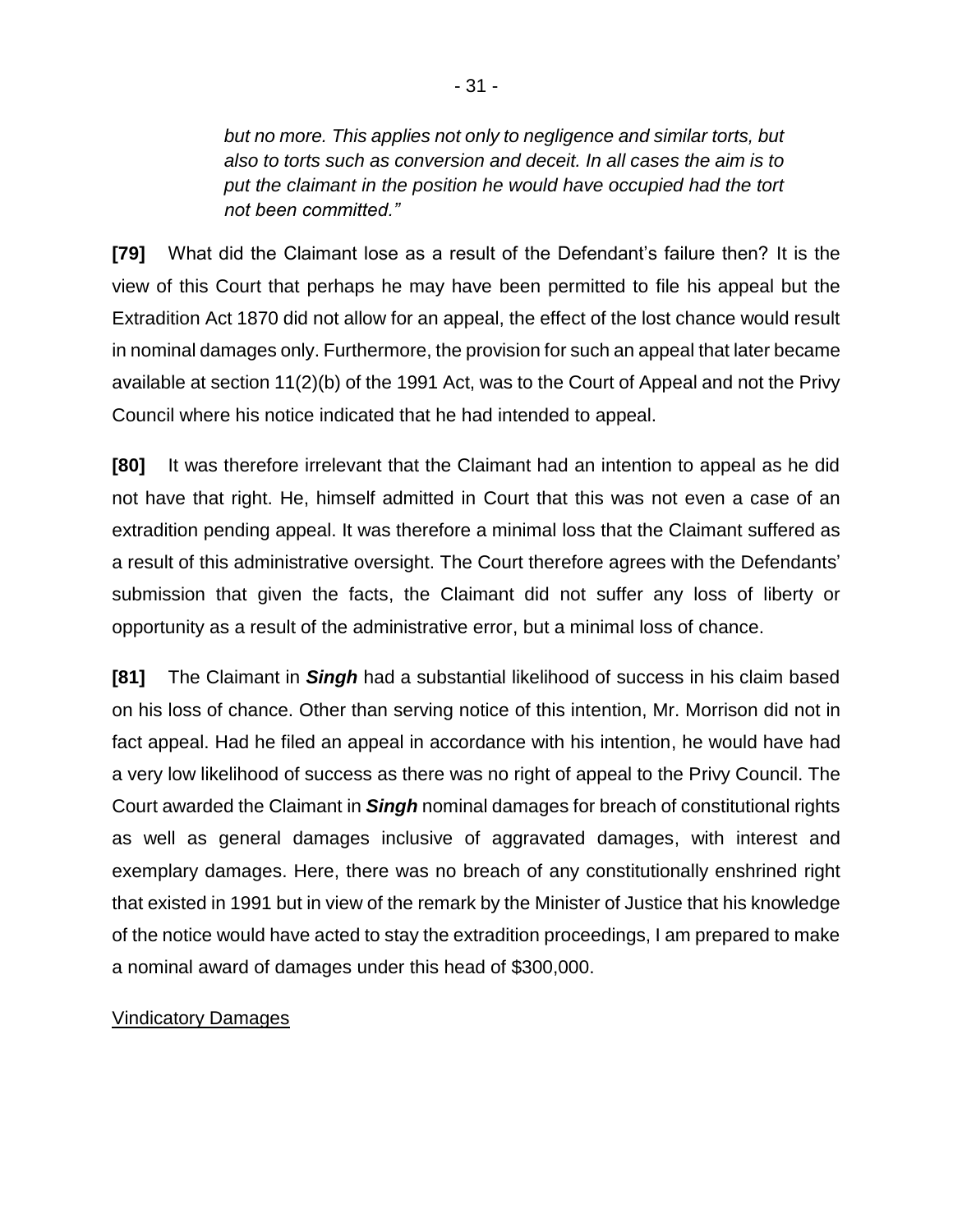> *but no more. This applies not only to negligence and similar torts, but also to torts such as conversion and deceit. In all cases the aim is to put the claimant in the position he would have occupied had the tort not been committed."*

**[79]** What did the Claimant lose as a result of the Defendant's failure then? It is the view of this Court that perhaps he may have been permitted to file his appeal but the Extradition Act 1870 did not allow for an appeal, the effect of the lost chance would result in nominal damages only. Furthermore, the provision for such an appeal that later became available at section 11(2)(b) of the 1991 Act, was to the Court of Appeal and not the Privy Council where his notice indicated that he had intended to appeal.

**[80]** It was therefore irrelevant that the Claimant had an intention to appeal as he did not have that right. He, himself admitted in Court that this was not even a case of an extradition pending appeal. It was therefore a minimal loss that the Claimant suffered as a result of this administrative oversight. The Court therefore agrees with the Defendants' submission that given the facts, the Claimant did not suffer any loss of liberty or opportunity as a result of the administrative error, but a minimal loss of chance.

**[81]** The Claimant in ***Singh*** had a substantial likelihood of success in his claim based on his loss of chance. Other than serving notice of this intention, Mr. Morrison did not in fact appeal. Had he filed an appeal in accordance with his intention, he would have had a very low likelihood of success as there was no right of appeal to the Privy Council. The Court awarded the Claimant in ***Singh*** nominal damages for breach of constitutional rights as well as general damages inclusive of aggravated damages, with interest and exemplary damages. Here, there was no breach of any constitutionally enshrined right that existed in 1991 but in view of the remark by the Minister of Justice that his knowledge of the notice would have acted to stay the extradition proceedings, I am prepared to make a nominal award of damages under this head of $300,000.

<u>Vindicatory Damages</u>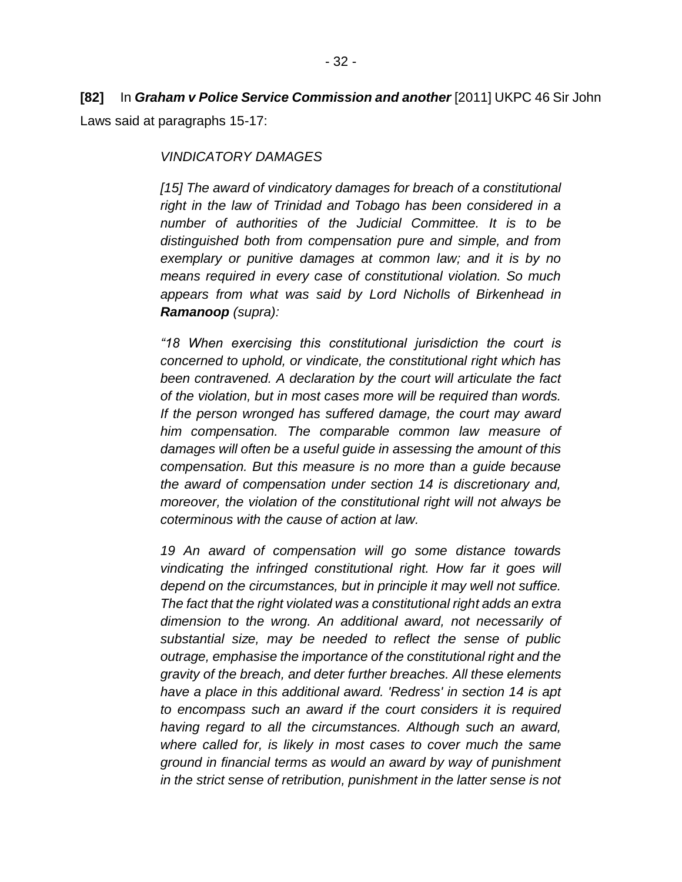**[82]** In ***Graham v Police Service Commission and another*** [2011] UKPC 46 Sir John Laws said at paragraphs 15-17:

> *VINDICATORY DAMAGES*
>
> *[15] The award of vindicatory damages for breach of a constitutional right in the law of Trinidad and Tobago has been considered in a number of authorities of the Judicial Committee. It is to be distinguished both from compensation pure and simple, and from exemplary or punitive damages at common law; and it is by no means required in every case of constitutional violation. So much appears from what was said by Lord Nicholls of Birkenhead in* ***Ramanoop*** *(supra):*
>
> *"18 When exercising this constitutional jurisdiction the court is concerned to uphold, or vindicate, the constitutional right which has been contravened. A declaration by the court will articulate the fact of the violation, but in most cases more will be required than words. If the person wronged has suffered damage, the court may award him compensation. The comparable common law measure of damages will often be a useful guide in assessing the amount of this compensation. But this measure is no more than a guide because the award of compensation under section 14 is discretionary and, moreover, the violation of the constitutional right will not always be coterminous with the cause of action at law.*
>
> *19 An award of compensation will go some distance towards vindicating the infringed constitutional right. How far it goes will depend on the circumstances, but in principle it may well not suffice. The fact that the right violated was a constitutional right adds an extra dimension to the wrong. An additional award, not necessarily of substantial size, may be needed to reflect the sense of public outrage, emphasise the importance of the constitutional right and the gravity of the breach, and deter further breaches. All these elements have a place in this additional award. 'Redress' in section 14 is apt to encompass such an award if the court considers it is required having regard to all the circumstances. Although such an award, where called for, is likely in most cases to cover much the same ground in financial terms as would an award by way of punishment in the strict sense of retribution, punishment in the latter sense is not*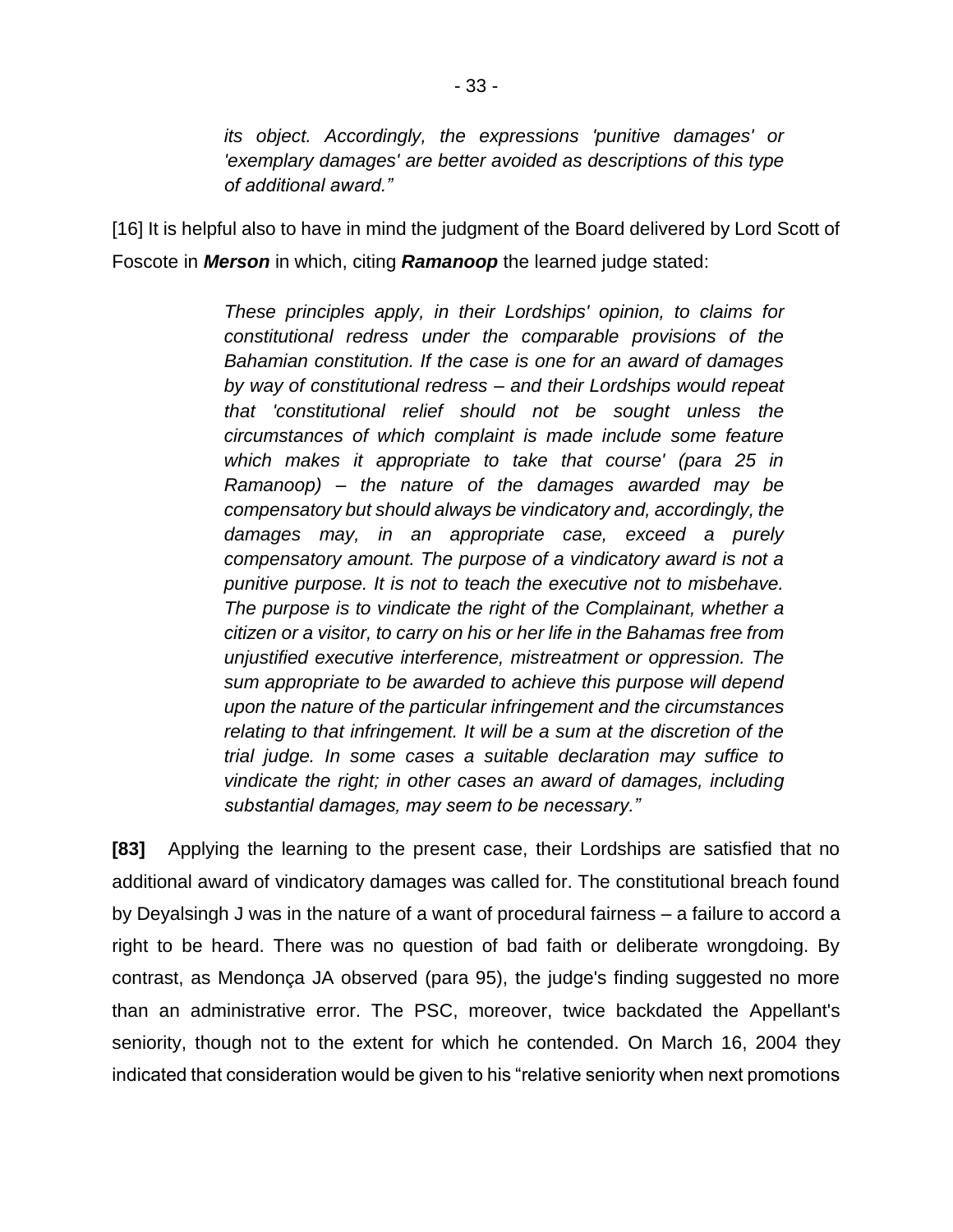> *its object. Accordingly, the expressions 'punitive damages' or 'exemplary damages' are better avoided as descriptions of this type of additional award."*

[16] It is helpful also to have in mind the judgment of the Board delivered by Lord Scott of Foscote in ***Merson*** in which, citing ***Ramanoop*** the learned judge stated:

> *These principles apply, in their Lordships' opinion, to claims for constitutional redress under the comparable provisions of the Bahamian constitution. If the case is one for an award of damages by way of constitutional redress – and their Lordships would repeat that 'constitutional relief should not be sought unless the circumstances of which complaint is made include some feature which makes it appropriate to take that course' (para 25 in Ramanoop) – the nature of the damages awarded may be compensatory but should always be vindicatory and, accordingly, the damages may, in an appropriate case, exceed a purely compensatory amount. The purpose of a vindicatory award is not a punitive purpose. It is not to teach the executive not to misbehave. The purpose is to vindicate the right of the Complainant, whether a citizen or a visitor, to carry on his or her life in the Bahamas free from unjustified executive interference, mistreatment or oppression. The sum appropriate to be awarded to achieve this purpose will depend upon the nature of the particular infringement and the circumstances relating to that infringement. It will be a sum at the discretion of the trial judge. In some cases a suitable declaration may suffice to vindicate the right; in other cases an award of damages, including substantial damages, may seem to be necessary."*

**[83]** Applying the learning to the present case, their Lordships are satisfied that no additional award of vindicatory damages was called for. The constitutional breach found by Deyalsingh J was in the nature of a want of procedural fairness – a failure to accord a right to be heard. There was no question of bad faith or deliberate wrongdoing. By contrast, as Mendonça JA observed (para 95), the judge's finding suggested no more than an administrative error. The PSC, moreover, twice backdated the Appellant's seniority, though not to the extent for which he contended. On March 16, 2004 they indicated that consideration would be given to his "relative seniority when next promotions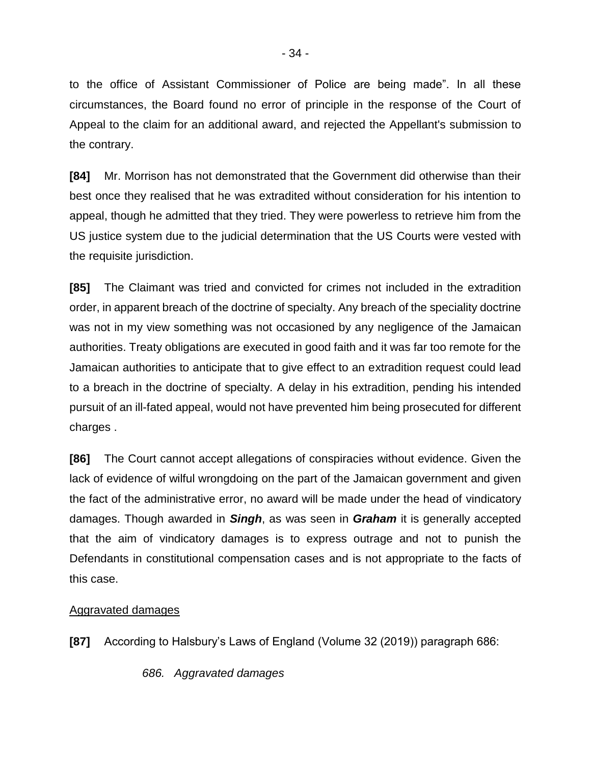to the office of Assistant Commissioner of Police are being made". In all these circumstances, the Board found no error of principle in the response of the Court of Appeal to the claim for an additional award, and rejected the Appellant's submission to the contrary.

**[84]** Mr. Morrison has not demonstrated that the Government did otherwise than their best once they realised that he was extradited without consideration for his intention to appeal, though he admitted that they tried. They were powerless to retrieve him from the US justice system due to the judicial determination that the US Courts were vested with the requisite jurisdiction.

**[85]** The Claimant was tried and convicted for crimes not included in the extradition order, in apparent breach of the doctrine of specialty. Any breach of the speciality doctrine was not in my view something was not occasioned by any negligence of the Jamaican authorities. Treaty obligations are executed in good faith and it was far too remote for the Jamaican authorities to anticipate that to give effect to an extradition request could lead to a breach in the doctrine of specialty. A delay in his extradition, pending his intended pursuit of an ill-fated appeal, would not have prevented him being prosecuted for different charges .

**[86]** The Court cannot accept allegations of conspiracies without evidence. Given the lack of evidence of wilful wrongdoing on the part of the Jamaican government and given the fact of the administrative error, no award will be made under the head of vindicatory damages. Though awarded in ***Singh***, as was seen in ***Graham*** it is generally accepted that the aim of vindicatory damages is to express outrage and not to punish the Defendants in constitutional compensation cases and is not appropriate to the facts of this case.

<u>Aggravated damages</u>

**[87]** According to Halsbury's Laws of England (Volume 32 (2019)) paragraph 686:

*686. Aggravated damages*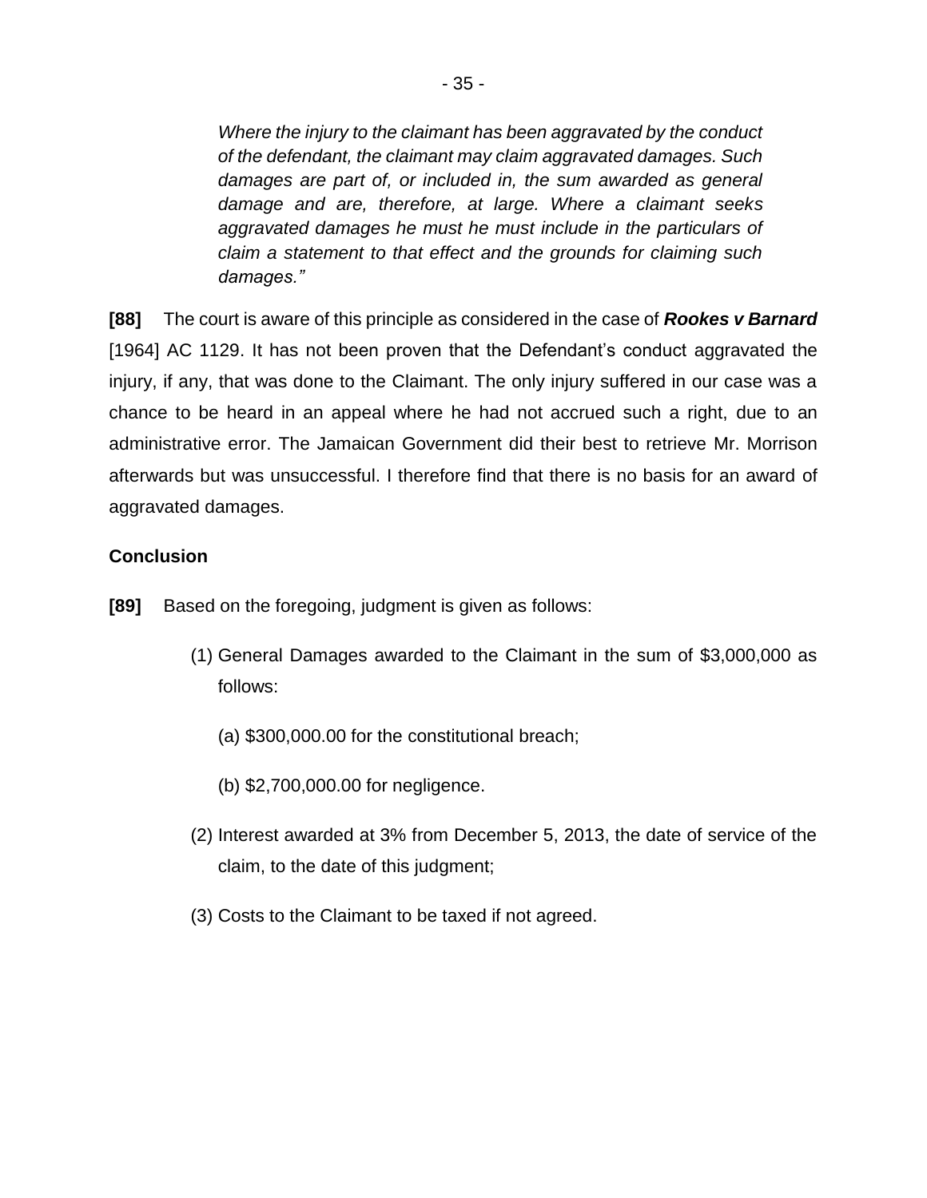> *Where the injury to the claimant has been aggravated by the conduct of the defendant, the claimant may claim aggravated damages. Such damages are part of, or included in, the sum awarded as general damage and are, therefore, at large. Where a claimant seeks aggravated damages he must he must include in the particulars of claim a statement to that effect and the grounds for claiming such damages."*

**[88]** The court is aware of this principle as considered in the case of ***Rookes v Barnard*** [1964] AC 1129. It has not been proven that the Defendant's conduct aggravated the injury, if any, that was done to the Claimant. The only injury suffered in our case was a chance to be heard in an appeal where he had not accrued such a right, due to an administrative error. The Jamaican Government did their best to retrieve Mr. Morrison afterwards but was unsuccessful. I therefore find that there is no basis for an award of aggravated damages.

## Conclusion

**[89]** Based on the foregoing, judgment is given as follows:

(1) General Damages awarded to the Claimant in the sum of $3,000,000 as follows:

(a) $300,000.00 for the constitutional breach;

(b) $2,700,000.00 for negligence.

(2) Interest awarded at 3% from December 5, 2013, the date of service of the claim, to the date of this judgment;

(3) Costs to the Claimant to be taxed if not agreed.